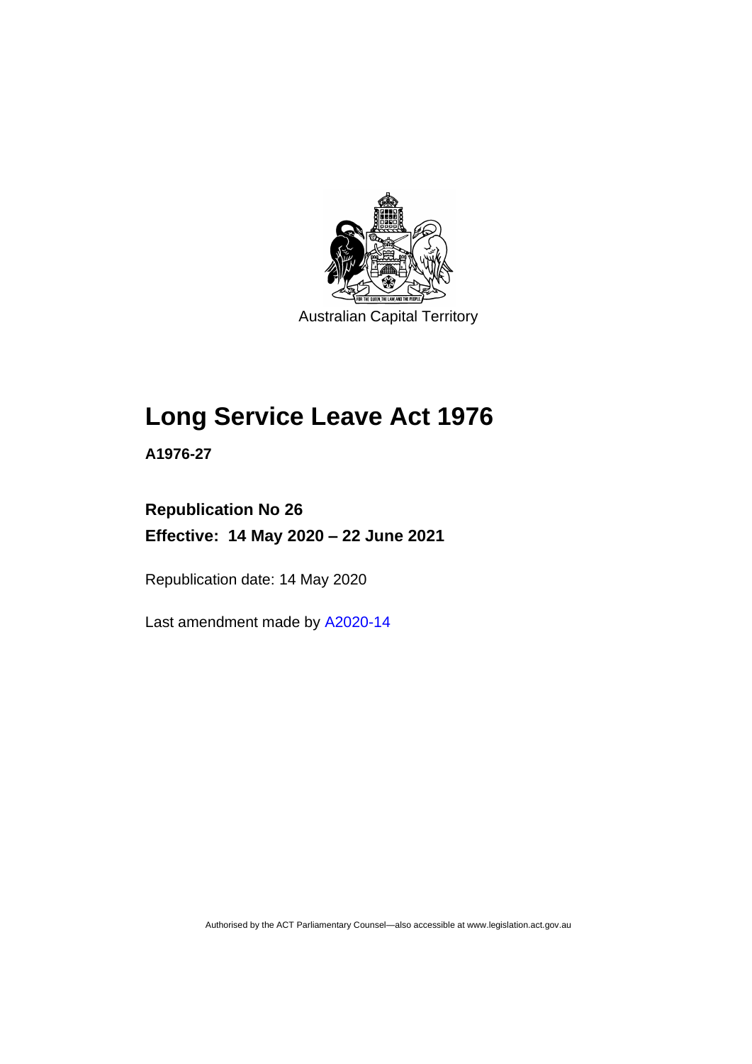Australian Capital Territory

# Long Service Leave Act 1976

**A1976-27**

**Republication No 26**

**Effective: 14 May 2020 – 22 June 2021**

Republication date: 14 May 2020

Last amendment made by A2020-14

Authorised by the ACT Parliamentary Counsel—also accessible at www.legislation.act.gov.au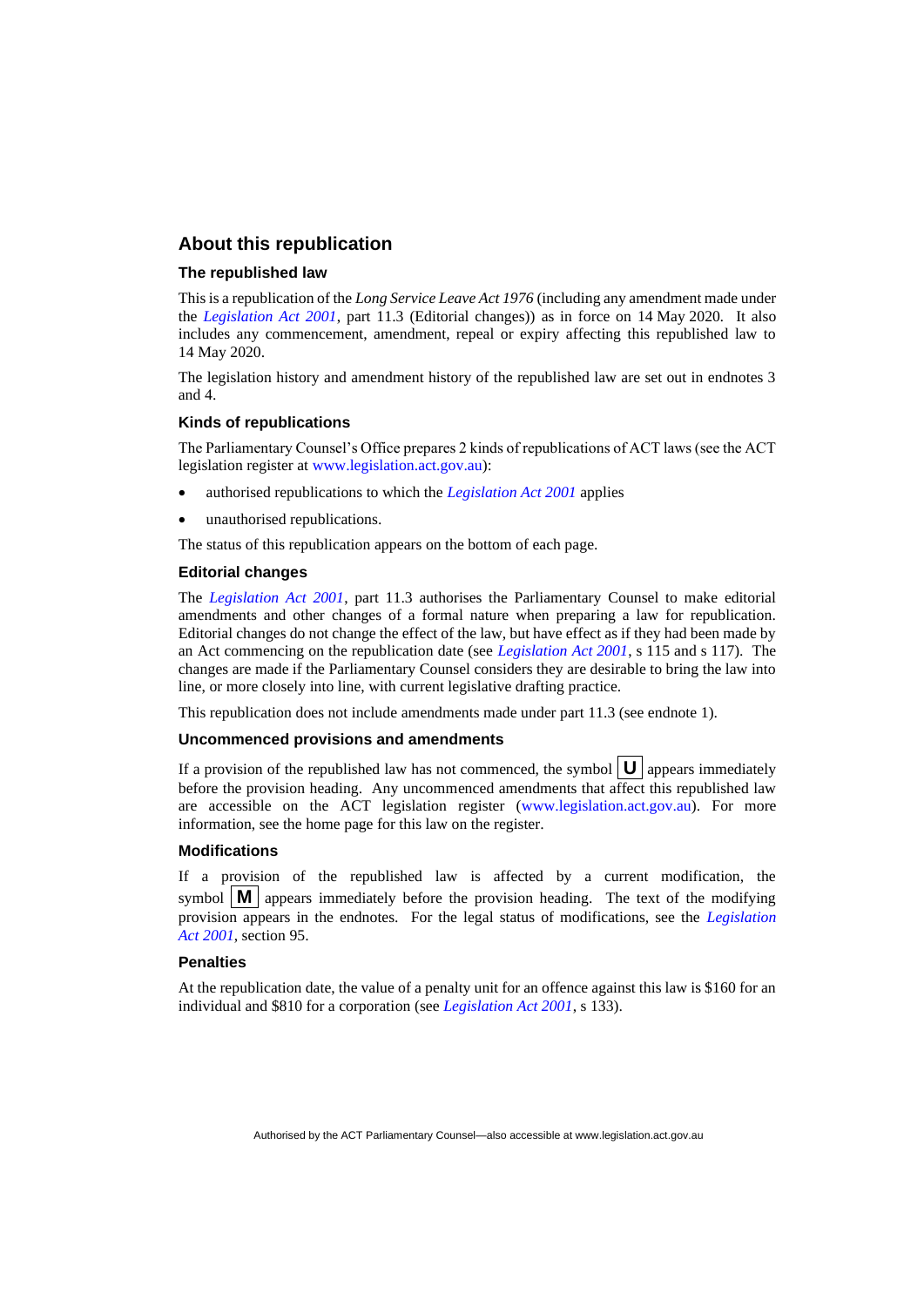## About this republication

### The republished law

This is a republication of the *Long Service Leave Act 1976* (including any amendment made under the *Legislation Act 2001*, part 11.3 (Editorial changes)) as in force on 14 May 2020. It also includes any commencement, amendment, repeal or expiry affecting this republished law to 14 May 2020.

The legislation history and amendment history of the republished law are set out in endnotes 3 and 4.

### Kinds of republications

The Parliamentary Counsel's Office prepares 2 kinds of republications of ACT laws (see the ACT legislation register at www.legislation.act.gov.au):

- authorised republications to which the *Legislation Act 2001* applies
- unauthorised republications.

The status of this republication appears on the bottom of each page.

### Editorial changes

The *Legislation Act 2001*, part 11.3 authorises the Parliamentary Counsel to make editorial amendments and other changes of a formal nature when preparing a law for republication. Editorial changes do not change the effect of the law, but have effect as if they had been made by an Act commencing on the republication date (see *Legislation Act 2001*, s 115 and s 117). The changes are made if the Parliamentary Counsel considers they are desirable to bring the law into line, or more closely into line, with current legislative drafting practice.

This republication does not include amendments made under part 11.3 (see endnote 1).

### Uncommenced provisions and amendments

If a provision of the republished law has not commenced, the symbol **U** appears immediately before the provision heading. Any uncommenced amendments that affect this republished law are accessible on the ACT legislation register (www.legislation.act.gov.au). For more information, see the home page for this law on the register.

### Modifications

If a provision of the republished law is affected by a current modification, the symbol **M** appears immediately before the provision heading. The text of the modifying provision appears in the endnotes. For the legal status of modifications, see the *Legislation Act 2001*, section 95.

### Penalties

At the republication date, the value of a penalty unit for an offence against this law is $160 for an individual and $810 for a corporation (see *Legislation Act 2001*, s 133).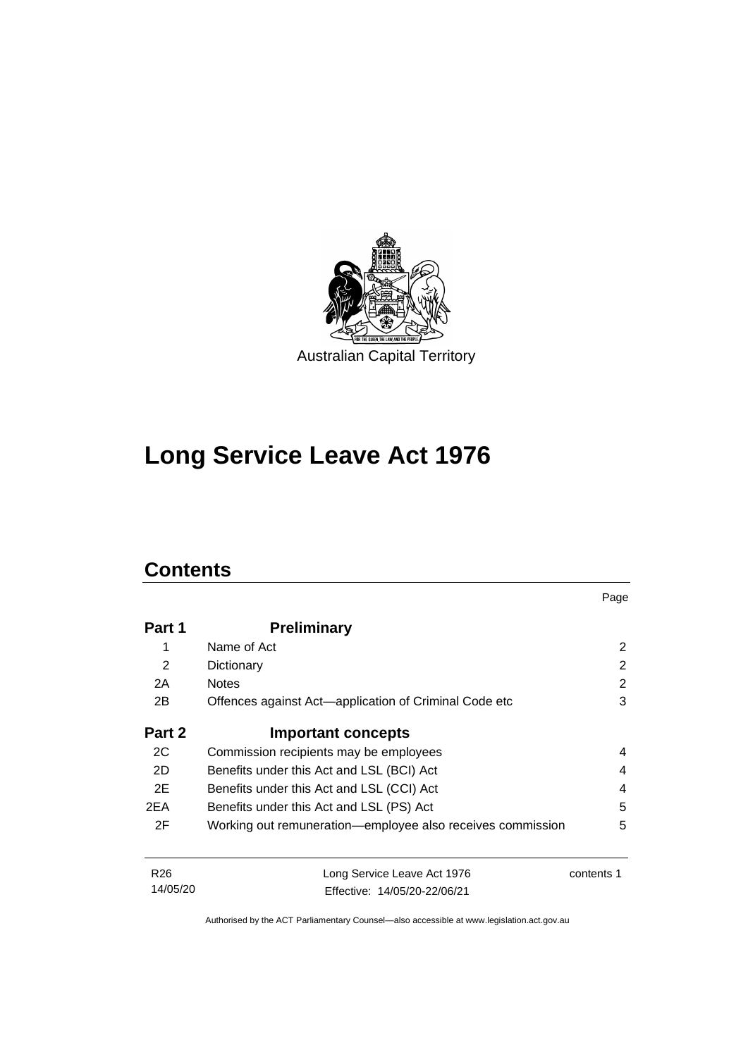Australian Capital Territory

# Long Service Leave Act 1976

## Contents

| | | Page |
|---|---|---|
| **Part 1** | **Preliminary** | |
| 1 | Name of Act | 2 |
| 2 | Dictionary | 2 |
| 2A | Notes | 2 |
| 2B | Offences against Act—application of Criminal Code etc | 3 |
| **Part 2** | **Important concepts** | |
| 2C | Commission recipients may be employees | 4 |
| 2D | Benefits under this Act and LSL (BCI) Act | 4 |
| 2E | Benefits under this Act and LSL (CCI) Act | 4 |
| 2EA | Benefits under this Act and LSL (PS) Act | 5 |
| 2F | Working out remuneration—employee also receives commission | 5 |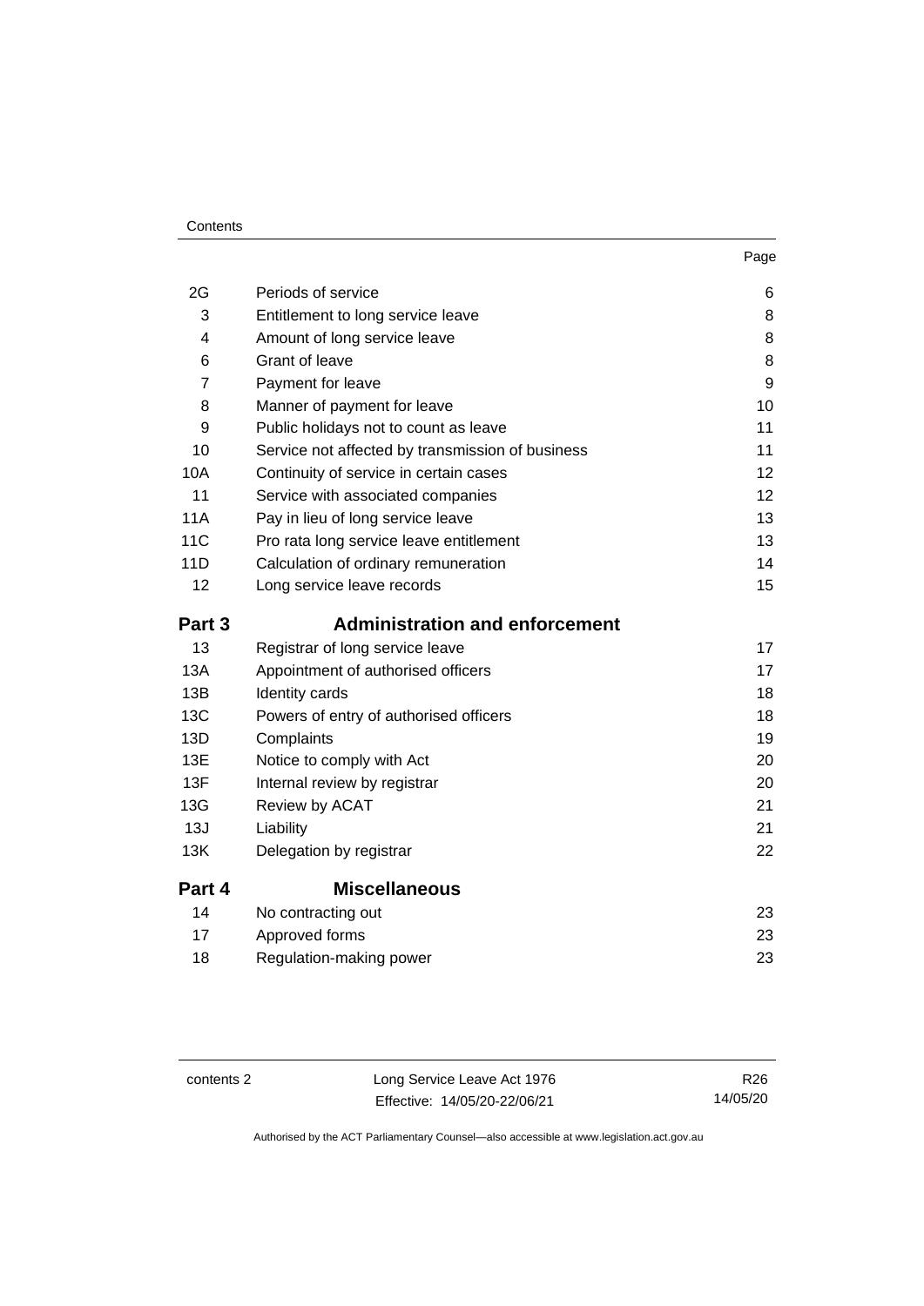| | | Page |
|---|---|---|
| 2G | Periods of service | 6 |
| 3 | Entitlement to long service leave | 8 |
| 4 | Amount of long service leave | 8 |
| 6 | Grant of leave | 8 |
| 7 | Payment for leave | 9 |
| 8 | Manner of payment for leave | 10 |
| 9 | Public holidays not to count as leave | 11 |
| 10 | Service not affected by transmission of business | 11 |
| 10A | Continuity of service in certain cases | 12 |
| 11 | Service with associated companies | 12 |
| 11A | Pay in lieu of long service leave | 13 |
| 11C | Pro rata long service leave entitlement | 13 |
| 11D | Calculation of ordinary remuneration | 14 |
| 12 | Long service leave records | 15 |
| **Part 3** | **Administration and enforcement** | |
| 13 | Registrar of long service leave | 17 |
| 13A | Appointment of authorised officers | 17 |
| 13B | Identity cards | 18 |
| 13C | Powers of entry of authorised officers | 18 |
| 13D | Complaints | 19 |
| 13E | Notice to comply with Act | 20 |
| 13F | Internal review by registrar | 20 |
| 13G | Review by ACAT | 21 |
| 13J | Liability | 21 |
| 13K | Delegation by registrar | 22 |
| **Part 4** | **Miscellaneous** | |
| 14 | No contracting out | 23 |
| 17 | Approved forms | 23 |
| 18 | Regulation-making power | 23 |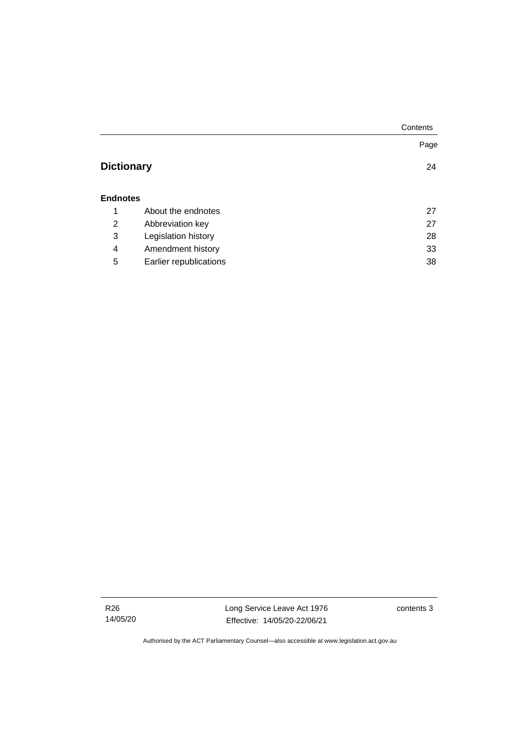| | | Page |
|---|---|---|
| **Dictionary** | | 24 |
| **Endnotes** | | |
| 1 | About the endnotes | 27 |
| 2 | Abbreviation key | 27 |
| 3 | Legislation history | 28 |
| 4 | Amendment history | 33 |
| 5 | Earlier republications | 38 |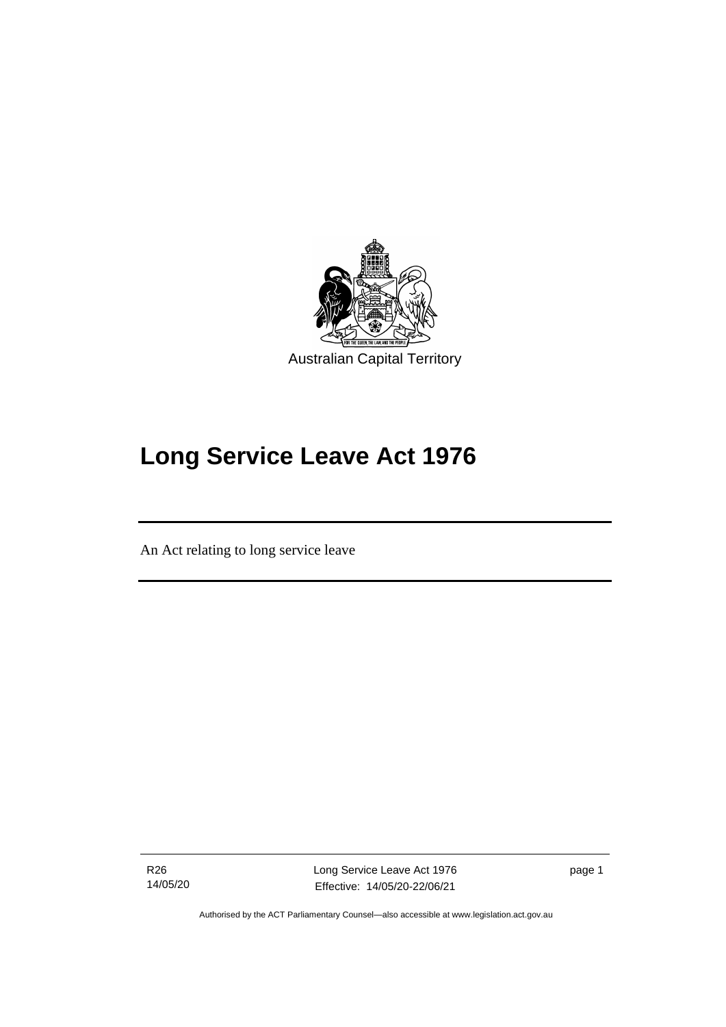Australian Capital Territory

# Long Service Leave Act 1976

An Act relating to long service leave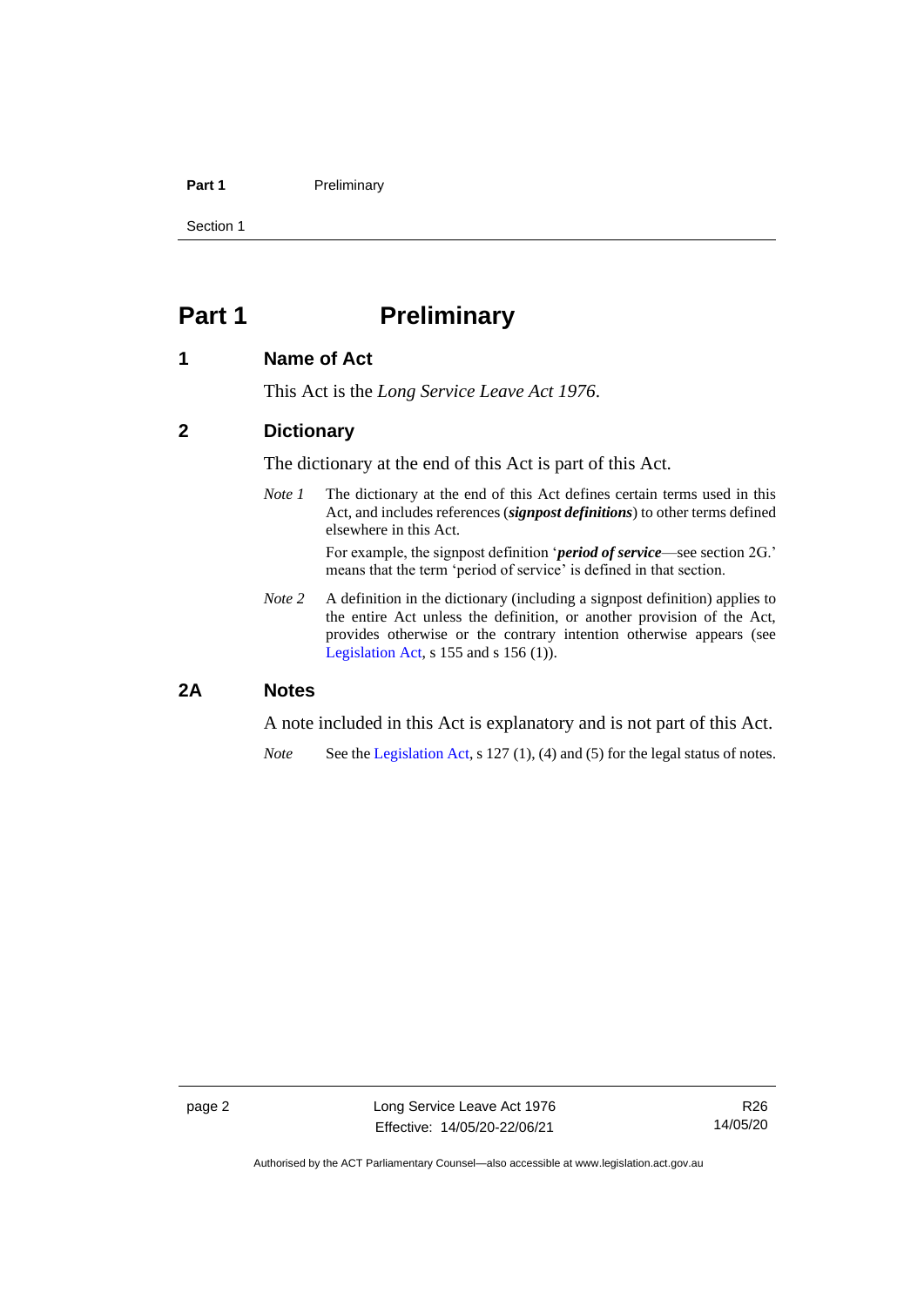# Part 1 Preliminary

## 1 Name of Act

This Act is the *Long Service Leave Act 1976*.

## 2 Dictionary

The dictionary at the end of this Act is part of this Act.

*Note 1* The dictionary at the end of this Act defines certain terms used in this Act, and includes references (***signpost definitions***) to other terms defined elsewhere in this Act.

For example, the signpost definition '***period of service***—see section 2G.' means that the term 'period of service' is defined in that section.

*Note 2* A definition in the dictionary (including a signpost definition) applies to the entire Act unless the definition, or another provision of the Act, provides otherwise or the contrary intention otherwise appears (see Legislation Act, s 155 and s 156 (1)).

## 2A Notes

A note included in this Act is explanatory and is not part of this Act.

*Note* See the Legislation Act, s 127 (1), (4) and (5) for the legal status of notes.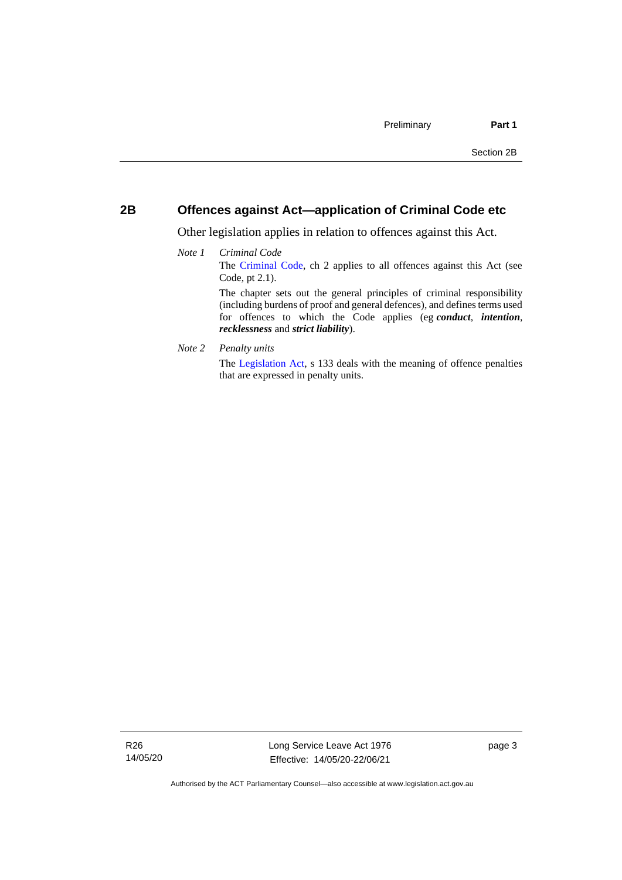## 2B Offences against Act—application of Criminal Code etc

Other legislation applies in relation to offences against this Act.

*Note 1* *Criminal Code*

The Criminal Code, ch 2 applies to all offences against this Act (see Code, pt 2.1).

The chapter sets out the general principles of criminal responsibility (including burdens of proof and general defences), and defines terms used for offences to which the Code applies (eg ***conduct***, ***intention***, ***recklessness*** and ***strict liability***).

*Note 2* *Penalty units*

The Legislation Act, s 133 deals with the meaning of offence penalties that are expressed in penalty units.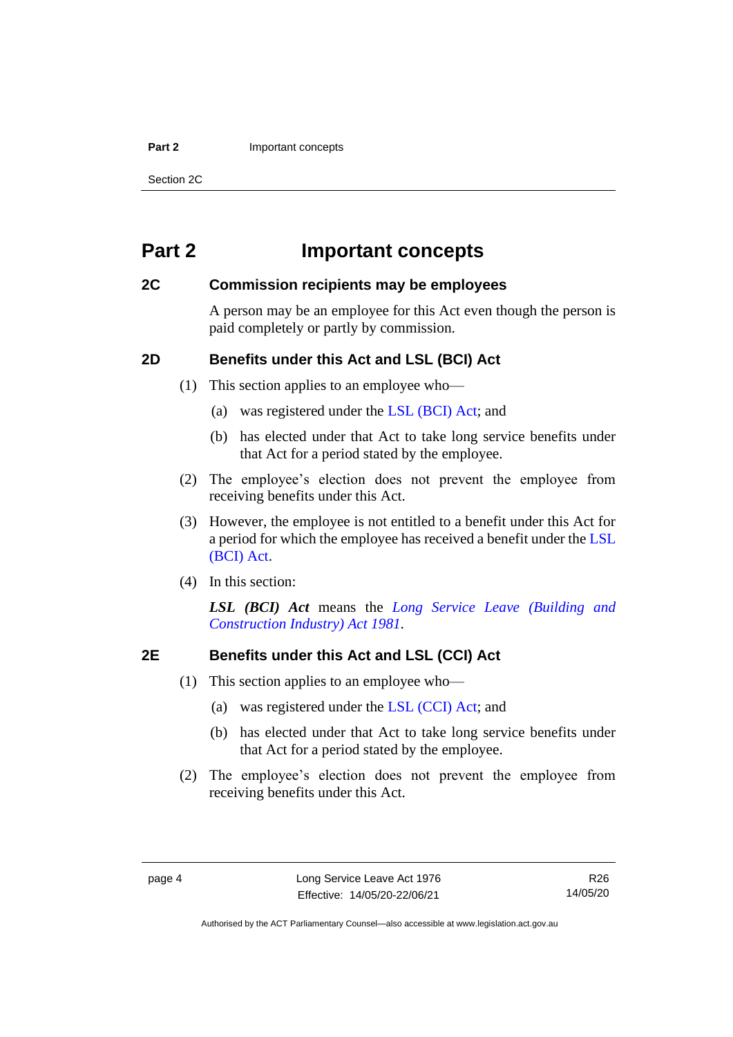# Part 2 Important concepts

## 2C Commission recipients may be employees

A person may be an employee for this Act even though the person is paid completely or partly by commission.

## 2D Benefits under this Act and LSL (BCI) Act

(1) This section applies to an employee who—

(a) was registered under the LSL (BCI) Act; and

(b) has elected under that Act to take long service benefits under that Act for a period stated by the employee.

(2) The employee's election does not prevent the employee from receiving benefits under this Act.

(3) However, the employee is not entitled to a benefit under this Act for a period for which the employee has received a benefit under the LSL (BCI) Act.

(4) In this section:

***LSL (BCI) Act*** means the *Long Service Leave (Building and Construction Industry) Act 1981*.

## 2E Benefits under this Act and LSL (CCI) Act

(1) This section applies to an employee who—

(a) was registered under the LSL (CCI) Act; and

(b) has elected under that Act to take long service benefits under that Act for a period stated by the employee.

(2) The employee's election does not prevent the employee from receiving benefits under this Act.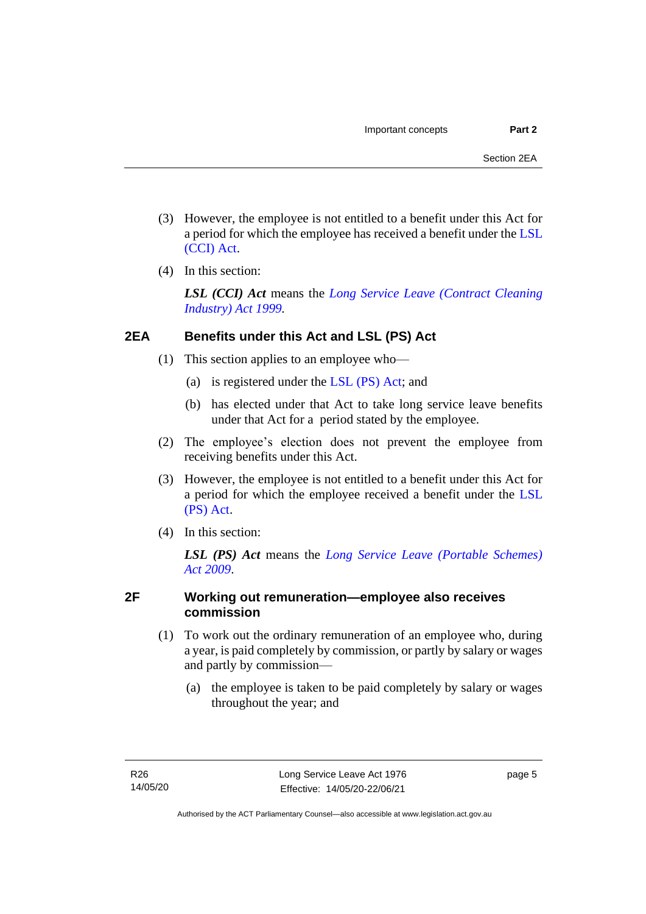(3) However, the employee is not entitled to a benefit under this Act for a period for which the employee has received a benefit under the LSL (CCI) Act.

(4) In this section:

***LSL (CCI) Act*** means the *Long Service Leave (Contract Cleaning Industry) Act 1999*.

## 2EA Benefits under this Act and LSL (PS) Act

(1) This section applies to an employee who—

(a) is registered under the LSL (PS) Act; and

(b) has elected under that Act to take long service leave benefits under that Act for a period stated by the employee.

(2) The employee's election does not prevent the employee from receiving benefits under this Act.

(3) However, the employee is not entitled to a benefit under this Act for a period for which the employee received a benefit under the LSL (PS) Act.

(4) In this section:

***LSL (PS) Act*** means the *Long Service Leave (Portable Schemes) Act 2009*.

## 2F Working out remuneration—employee also receives commission

(1) To work out the ordinary remuneration of an employee who, during a year, is paid completely by commission, or partly by salary or wages and partly by commission—

(a) the employee is taken to be paid completely by salary or wages throughout the year; and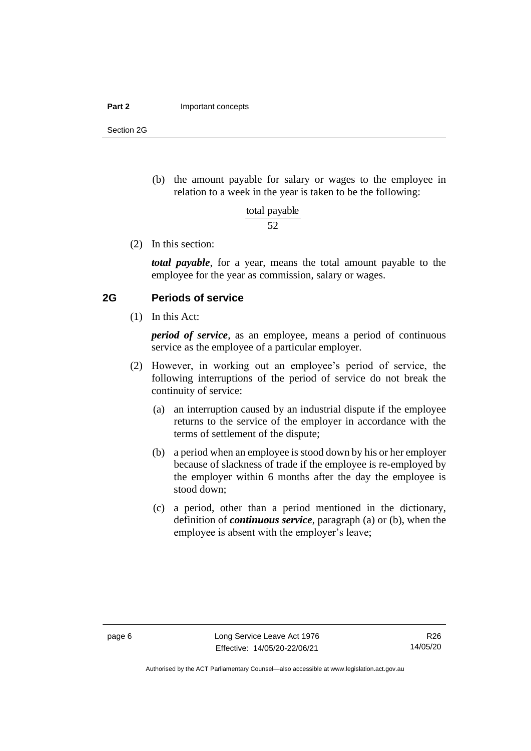(b) the amount payable for salary or wages to the employee in relation to a week in the year is taken to be the following:

$$\frac{\text{total payable}}{52}$$

(2) In this section:

***total payable***, for a year, means the total amount payable to the employee for the year as commission, salary or wages.

## 2G Periods of service

(1) In this Act:

***period of service***, as an employee, means a period of continuous service as the employee of a particular employer.

(2) However, in working out an employee's period of service, the following interruptions of the period of service do not break the continuity of service:

(a) an interruption caused by an industrial dispute if the employee returns to the service of the employer in accordance with the terms of settlement of the dispute;

(b) a period when an employee is stood down by his or her employer because of slackness of trade if the employee is re-employed by the employer within 6 months after the day the employee is stood down;

(c) a period, other than a period mentioned in the dictionary, definition of ***continuous service***, paragraph (a) or (b), when the employee is absent with the employer's leave;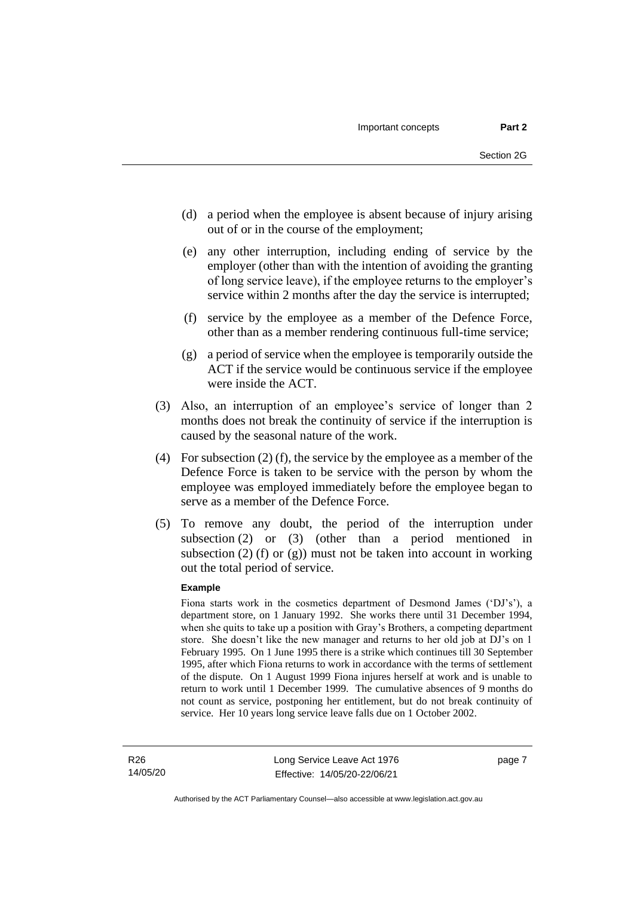(d) a period when the employee is absent because of injury arising out of or in the course of the employment;

(e) any other interruption, including ending of service by the employer (other than with the intention of avoiding the granting of long service leave), if the employee returns to the employer's service within 2 months after the day the service is interrupted;

(f) service by the employee as a member of the Defence Force, other than as a member rendering continuous full-time service;

(g) a period of service when the employee is temporarily outside the ACT if the service would be continuous service if the employee were inside the ACT.

(3) Also, an interruption of an employee's service of longer than 2 months does not break the continuity of service if the interruption is caused by the seasonal nature of the work.

(4) For subsection (2) (f), the service by the employee as a member of the Defence Force is taken to be service with the person by whom the employee was employed immediately before the employee began to serve as a member of the Defence Force.

(5) To remove any doubt, the period of the interruption under subsection (2) or (3) (other than a period mentioned in subsection (2) (f) or (g)) must not be taken into account in working out the total period of service.

**Example**

Fiona starts work in the cosmetics department of Desmond James ('DJ's'), a department store, on 1 January 1992. She works there until 31 December 1994, when she quits to take up a position with Gray's Brothers, a competing department store. She doesn't like the new manager and returns to her old job at DJ's on 1 February 1995. On 1 June 1995 there is a strike which continues till 30 September 1995, after which Fiona returns to work in accordance with the terms of settlement of the dispute. On 1 August 1999 Fiona injures herself at work and is unable to return to work until 1 December 1999. The cumulative absences of 9 months do not count as service, postponing her entitlement, but do not break continuity of service. Her 10 years long service leave falls due on 1 October 2002.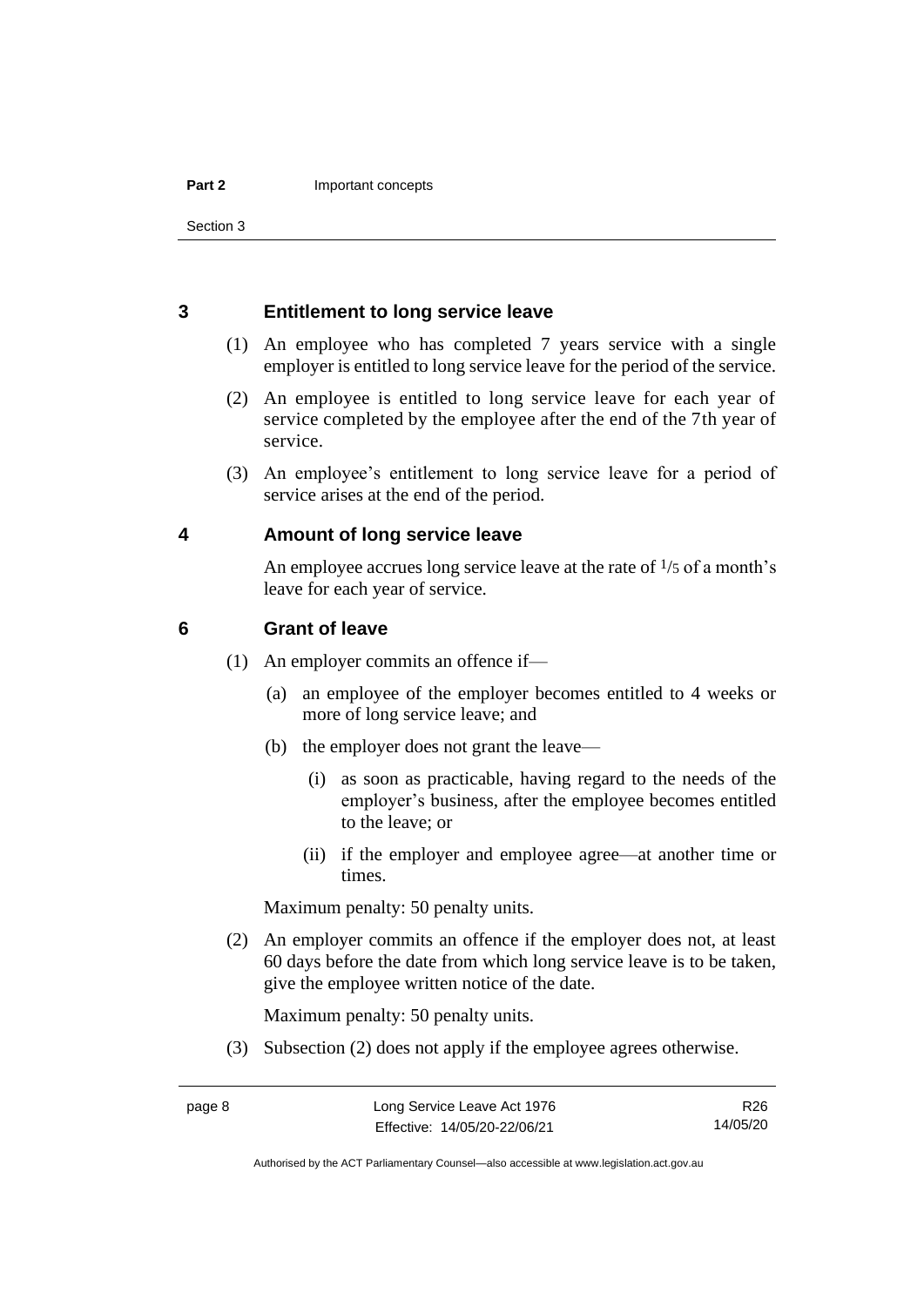## 3 Entitlement to long service leave

(1) An employee who has completed 7 years service with a single employer is entitled to long service leave for the period of the service.

(2) An employee is entitled to long service leave for each year of service completed by the employee after the end of the 7th year of service.

(3) An employee's entitlement to long service leave for a period of service arises at the end of the period.

## 4 Amount of long service leave

An employee accrues long service leave at the rate of $^1/_5$ of a month's leave for each year of service.

## 6 Grant of leave

(1) An employer commits an offence if—

(a) an employee of the employer becomes entitled to 4 weeks or more of long service leave; and

(b) the employer does not grant the leave—

(i) as soon as practicable, having regard to the needs of the employer's business, after the employee becomes entitled to the leave; or

(ii) if the employer and employee agree—at another time or times.

Maximum penalty: 50 penalty units.

(2) An employer commits an offence if the employer does not, at least 60 days before the date from which long service leave is to be taken, give the employee written notice of the date.

Maximum penalty: 50 penalty units.

(3) Subsection (2) does not apply if the employee agrees otherwise.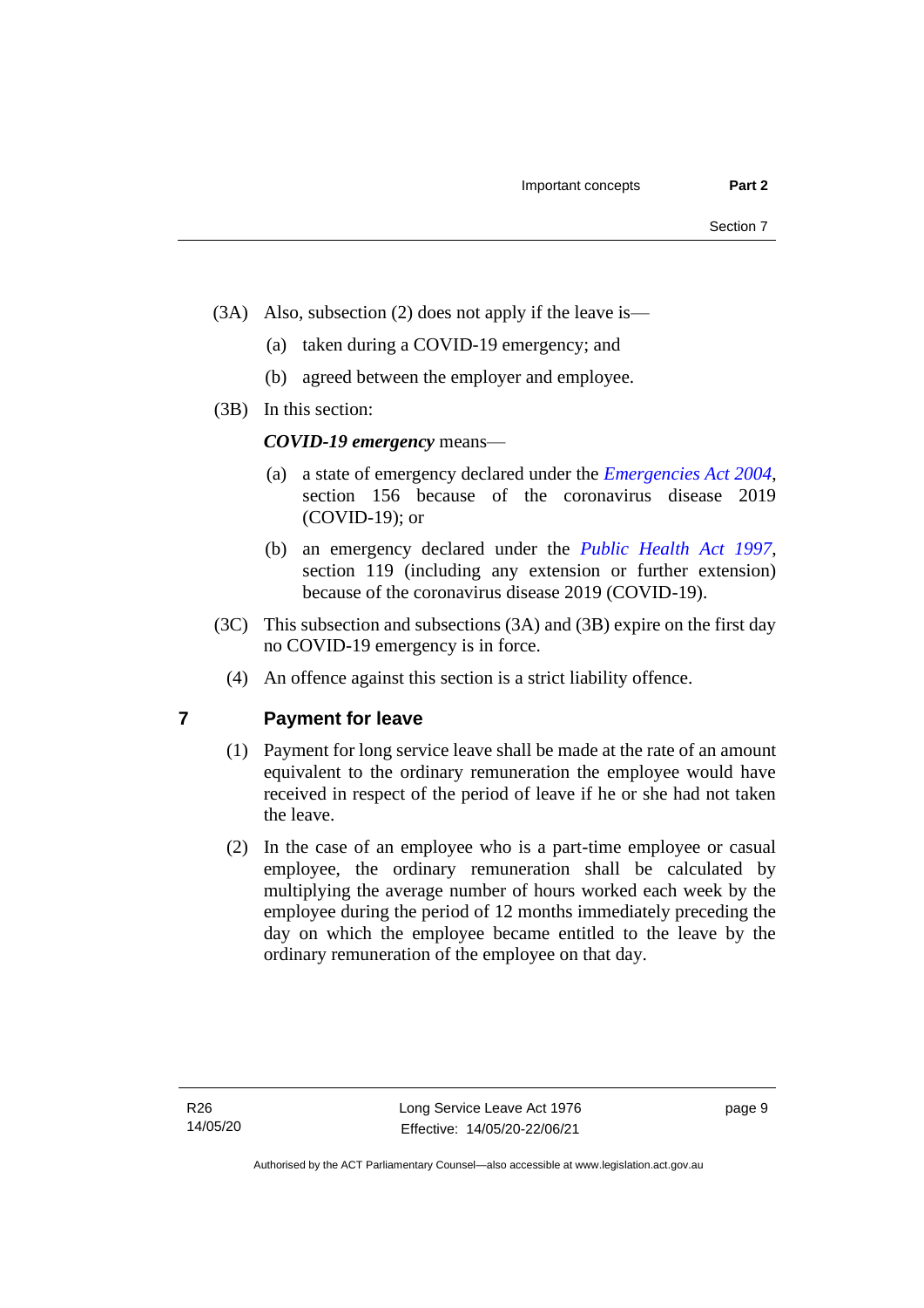(3A) Also, subsection (2) does not apply if the leave is—

(a) taken during a COVID-19 emergency; and

(b) agreed between the employer and employee.

(3B) In this section:

***COVID-19 emergency*** means—

(a) a state of emergency declared under the *Emergencies Act 2004*, section 156 because of the coronavirus disease 2019 (COVID-19); or

(b) an emergency declared under the *Public Health Act 1997*, section 119 (including any extension or further extension) because of the coronavirus disease 2019 (COVID-19).

(3C) This subsection and subsections (3A) and (3B) expire on the first day no COVID-19 emergency is in force.

(4) An offence against this section is a strict liability offence.

## 7 Payment for leave

(1) Payment for long service leave shall be made at the rate of an amount equivalent to the ordinary remuneration the employee would have received in respect of the period of leave if he or she had not taken the leave.

(2) In the case of an employee who is a part-time employee or casual employee, the ordinary remuneration shall be calculated by multiplying the average number of hours worked each week by the employee during the period of 12 months immediately preceding the day on which the employee became entitled to the leave by the ordinary remuneration of the employee on that day.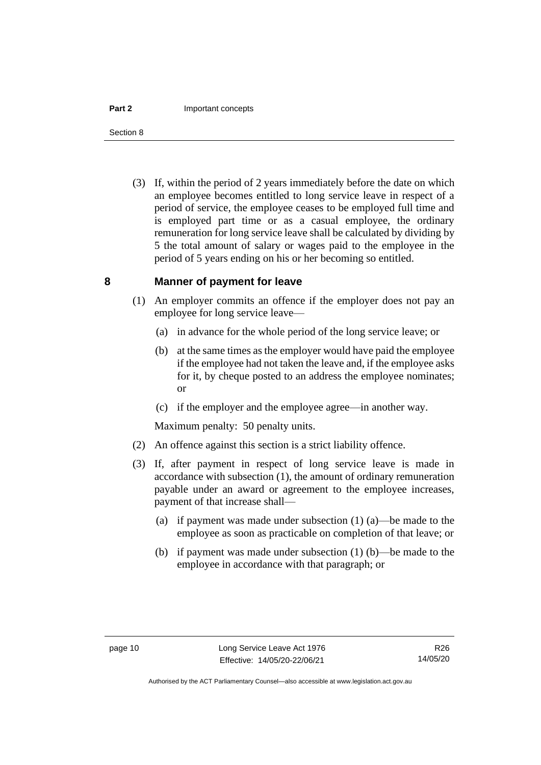(3) If, within the period of 2 years immediately before the date on which an employee becomes entitled to long service leave in respect of a period of service, the employee ceases to be employed full time and is employed part time or as a casual employee, the ordinary remuneration for long service leave shall be calculated by dividing by 5 the total amount of salary or wages paid to the employee in the period of 5 years ending on his or her becoming so entitled.

## 8 Manner of payment for leave

(1) An employer commits an offence if the employer does not pay an employee for long service leave—

(a) in advance for the whole period of the long service leave; or

(b) at the same times as the employer would have paid the employee if the employee had not taken the leave and, if the employee asks for it, by cheque posted to an address the employee nominates; or

(c) if the employer and the employee agree—in another way.

Maximum penalty: 50 penalty units.

(2) An offence against this section is a strict liability offence.

(3) If, after payment in respect of long service leave is made in accordance with subsection (1), the amount of ordinary remuneration payable under an award or agreement to the employee increases, payment of that increase shall—

(a) if payment was made under subsection (1) (a)—be made to the employee as soon as practicable on completion of that leave; or

(b) if payment was made under subsection (1) (b)—be made to the employee in accordance with that paragraph; or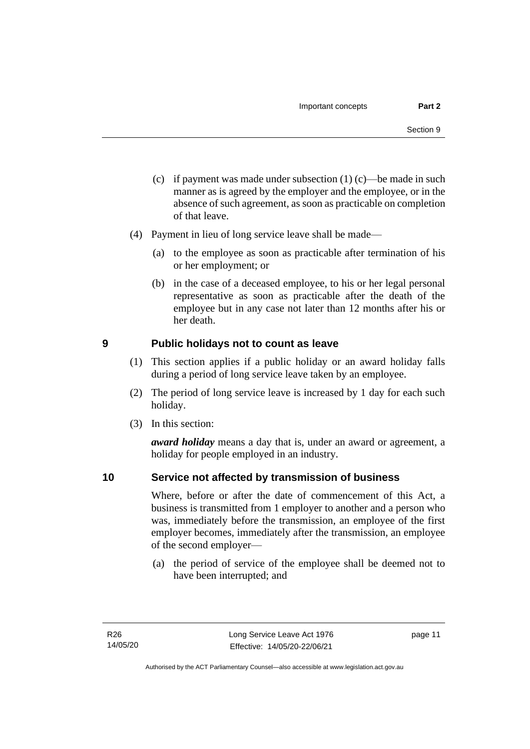(c) if payment was made under subsection (1) (c)—be made in such manner as is agreed by the employer and the employee, or in the absence of such agreement, as soon as practicable on completion of that leave.

(4) Payment in lieu of long service leave shall be made—

(a) to the employee as soon as practicable after termination of his or her employment; or

(b) in the case of a deceased employee, to his or her legal personal representative as soon as practicable after the death of the employee but in any case not later than 12 months after his or her death.

## 9 Public holidays not to count as leave

(1) This section applies if a public holiday or an award holiday falls during a period of long service leave taken by an employee.

(2) The period of long service leave is increased by 1 day for each such holiday.

(3) In this section:

***award holiday*** means a day that is, under an award or agreement, a holiday for people employed in an industry.

## 10 Service not affected by transmission of business

Where, before or after the date of commencement of this Act, a business is transmitted from 1 employer to another and a person who was, immediately before the transmission, an employee of the first employer becomes, immediately after the transmission, an employee of the second employer—

(a) the period of service of the employee shall be deemed not to have been interrupted; and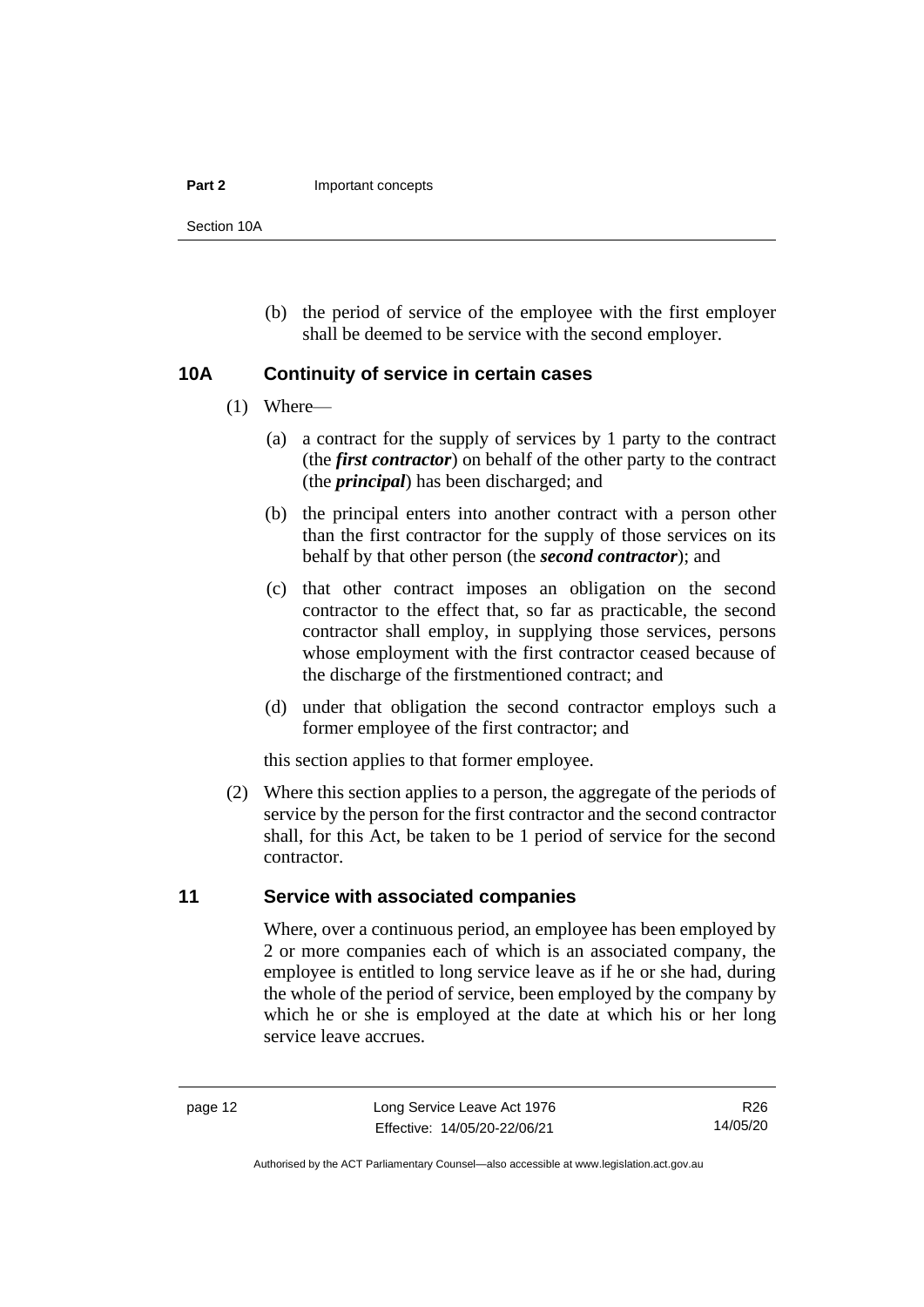(b) the period of service of the employee with the first employer shall be deemed to be service with the second employer.

### 10A Continuity of service in certain cases

(1) Where—

(a) a contract for the supply of services by 1 party to the contract (the ***first contractor***) on behalf of the other party to the contract (the ***principal***) has been discharged; and

(b) the principal enters into another contract with a person other than the first contractor for the supply of those services on its behalf by that other person (the ***second contractor***); and

(c) that other contract imposes an obligation on the second contractor to the effect that, so far as practicable, the second contractor shall employ, in supplying those services, persons whose employment with the first contractor ceased because of the discharge of the firstmentioned contract; and

(d) under that obligation the second contractor employs such a former employee of the first contractor; and

this section applies to that former employee.

(2) Where this section applies to a person, the aggregate of the periods of service by the person for the first contractor and the second contractor shall, for this Act, be taken to be 1 period of service for the second contractor.

### 11 Service with associated companies

Where, over a continuous period, an employee has been employed by 2 or more companies each of which is an associated company, the employee is entitled to long service leave as if he or she had, during the whole of the period of service, been employed by the company by which he or she is employed at the date at which his or her long service leave accrues.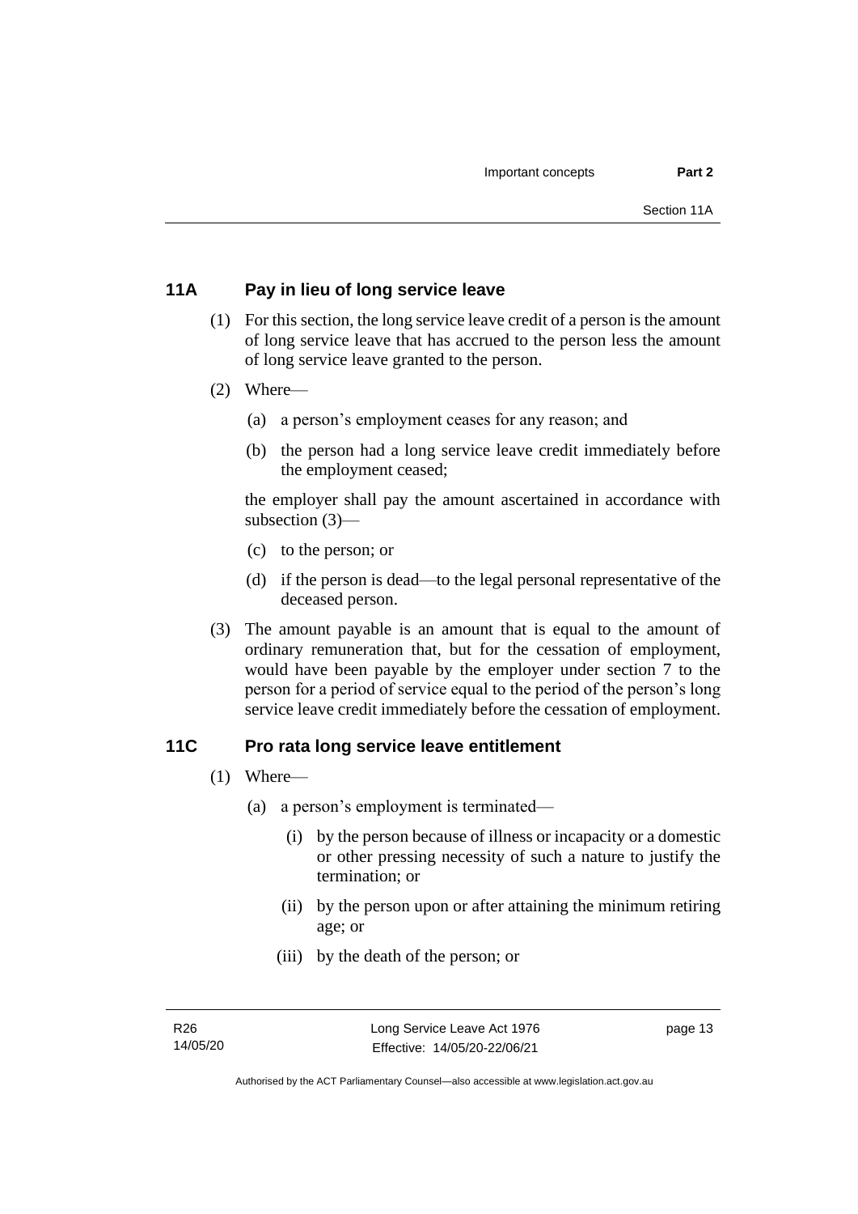## 11A Pay in lieu of long service leave

(1) For this section, the long service leave credit of a person is the amount of long service leave that has accrued to the person less the amount of long service leave granted to the person.

(2) Where—

- (a) a person's employment ceases for any reason; and
- (b) the person had a long service leave credit immediately before the employment ceased;

the employer shall pay the amount ascertained in accordance with subsection (3)—

- (c) to the person; or
- (d) if the person is dead—to the legal personal representative of the deceased person.

(3) The amount payable is an amount that is equal to the amount of ordinary remuneration that, but for the cessation of employment, would have been payable by the employer under section 7 to the person for a period of service equal to the period of the person's long service leave credit immediately before the cessation of employment.

## 11C Pro rata long service leave entitlement

(1) Where—

- (a) a person's employment is terminated—
  - (i) by the person because of illness or incapacity or a domestic or other pressing necessity of such a nature to justify the termination; or
  - (ii) by the person upon or after attaining the minimum retiring age; or
  - (iii) by the death of the person; or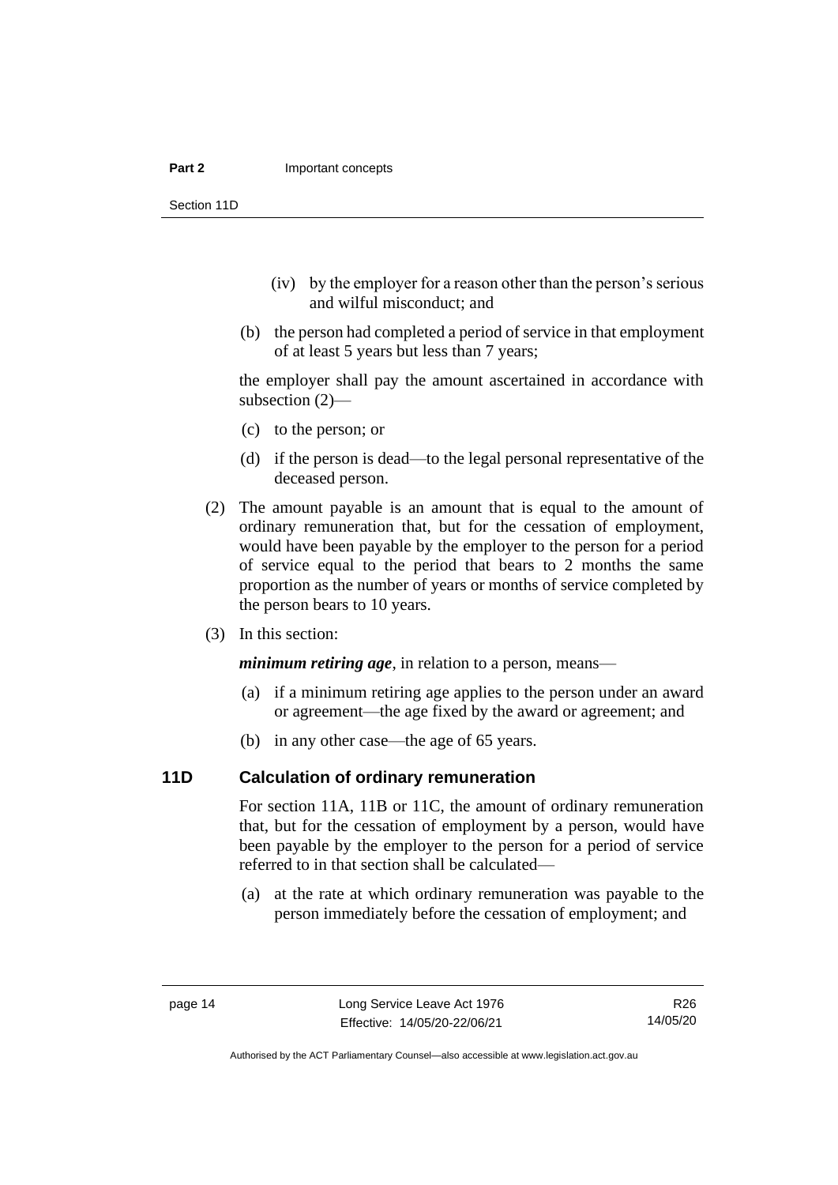(iv) by the employer for a reason other than the person's serious and wilful misconduct; and

(b) the person had completed a period of service in that employment of at least 5 years but less than 7 years;

the employer shall pay the amount ascertained in accordance with subsection (2)—

(c) to the person; or

(d) if the person is dead—to the legal personal representative of the deceased person.

(2) The amount payable is an amount that is equal to the amount of ordinary remuneration that, but for the cessation of employment, would have been payable by the employer to the person for a period of service equal to the period that bears to 2 months the same proportion as the number of years or months of service completed by the person bears to 10 years.

(3) In this section:

***minimum retiring age***, in relation to a person, means—

(a) if a minimum retiring age applies to the person under an award or agreement—the age fixed by the award or agreement; and

(b) in any other case—the age of 65 years.

## 11D Calculation of ordinary remuneration

For section 11A, 11B or 11C, the amount of ordinary remuneration that, but for the cessation of employment by a person, would have been payable by the employer to the person for a period of service referred to in that section shall be calculated—

(a) at the rate at which ordinary remuneration was payable to the person immediately before the cessation of employment; and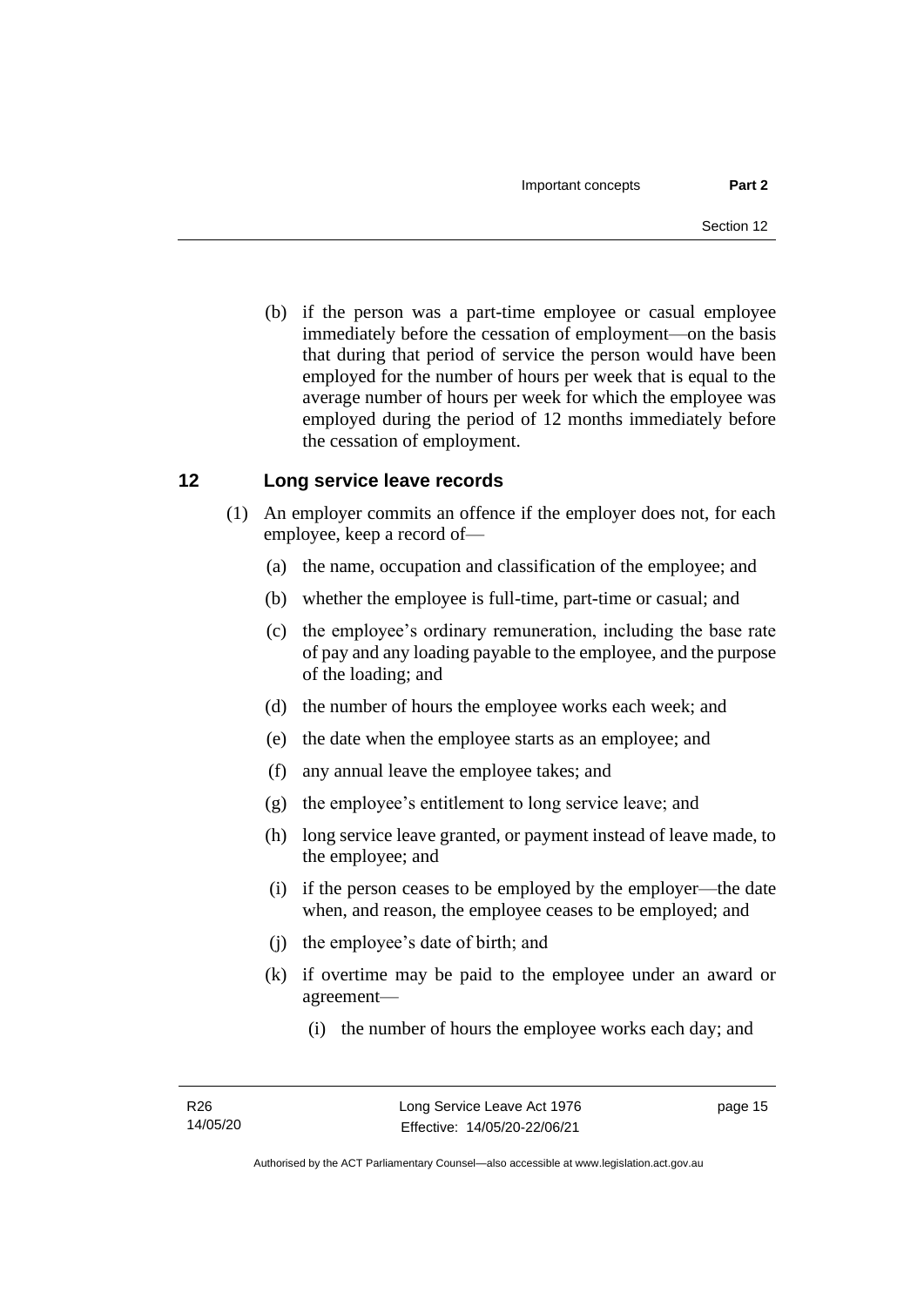(b) if the person was a part-time employee or casual employee immediately before the cessation of employment—on the basis that during that period of service the person would have been employed for the number of hours per week that is equal to the average number of hours per week for which the employee was employed during the period of 12 months immediately before the cessation of employment.

## 12 Long service leave records

(1) An employer commits an offence if the employer does not, for each employee, keep a record of—

(a) the name, occupation and classification of the employee; and

(b) whether the employee is full-time, part-time or casual; and

(c) the employee's ordinary remuneration, including the base rate of pay and any loading payable to the employee, and the purpose of the loading; and

(d) the number of hours the employee works each week; and

(e) the date when the employee starts as an employee; and

(f) any annual leave the employee takes; and

(g) the employee's entitlement to long service leave; and

(h) long service leave granted, or payment instead of leave made, to the employee; and

(i) if the person ceases to be employed by the employer—the date when, and reason, the employee ceases to be employed; and

(j) the employee's date of birth; and

(k) if overtime may be paid to the employee under an award or agreement—

(i) the number of hours the employee works each day; and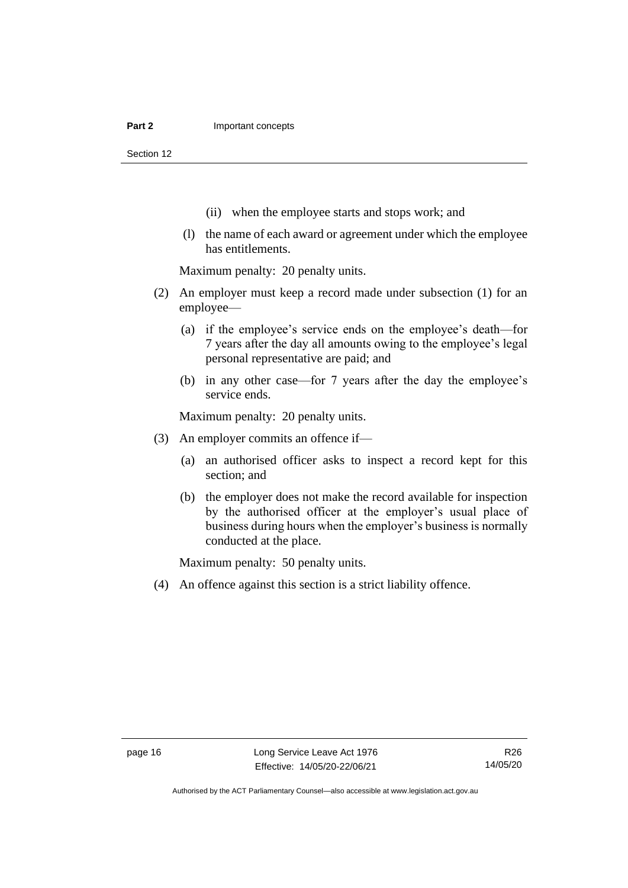(ii) when the employee starts and stops work; and

(l) the name of each award or agreement under which the employee has entitlements.

Maximum penalty: 20 penalty units.

(2) An employer must keep a record made under subsection (1) for an employee—

(a) if the employee's service ends on the employee's death—for 7 years after the day all amounts owing to the employee's legal personal representative are paid; and

(b) in any other case—for 7 years after the day the employee's service ends.

Maximum penalty: 20 penalty units.

(3) An employer commits an offence if—

(a) an authorised officer asks to inspect a record kept for this section; and

(b) the employer does not make the record available for inspection by the authorised officer at the employer's usual place of business during hours when the employer's business is normally conducted at the place.

Maximum penalty: 50 penalty units.

(4) An offence against this section is a strict liability offence.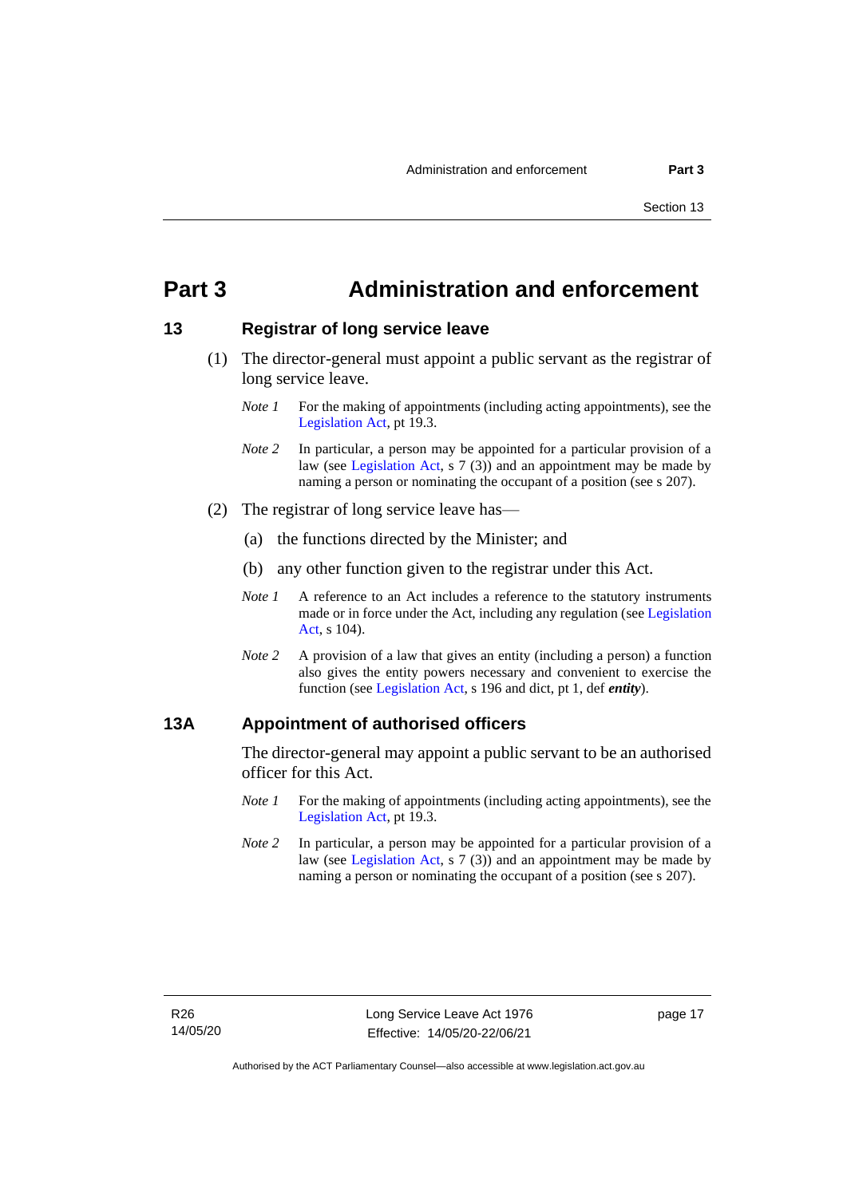# Part 3 Administration and enforcement

## 13 Registrar of long service leave

(1) The director-general must appoint a public servant as the registrar of long service leave.

*Note 1* For the making of appointments (including acting appointments), see the Legislation Act, pt 19.3.

*Note 2* In particular, a person may be appointed for a particular provision of a law (see Legislation Act, s 7 (3)) and an appointment may be made by naming a person or nominating the occupant of a position (see s 207).

(2) The registrar of long service leave has—

(a) the functions directed by the Minister; and

(b) any other function given to the registrar under this Act.

*Note 1* A reference to an Act includes a reference to the statutory instruments made or in force under the Act, including any regulation (see Legislation Act, s 104).

*Note 2* A provision of a law that gives an entity (including a person) a function also gives the entity powers necessary and convenient to exercise the function (see Legislation Act, s 196 and dict, pt 1, def ***entity***).

## 13A Appointment of authorised officers

The director-general may appoint a public servant to be an authorised officer for this Act.

*Note 1* For the making of appointments (including acting appointments), see the Legislation Act, pt 19.3.

*Note 2* In particular, a person may be appointed for a particular provision of a law (see Legislation Act, s 7 (3)) and an appointment may be made by naming a person or nominating the occupant of a position (see s 207).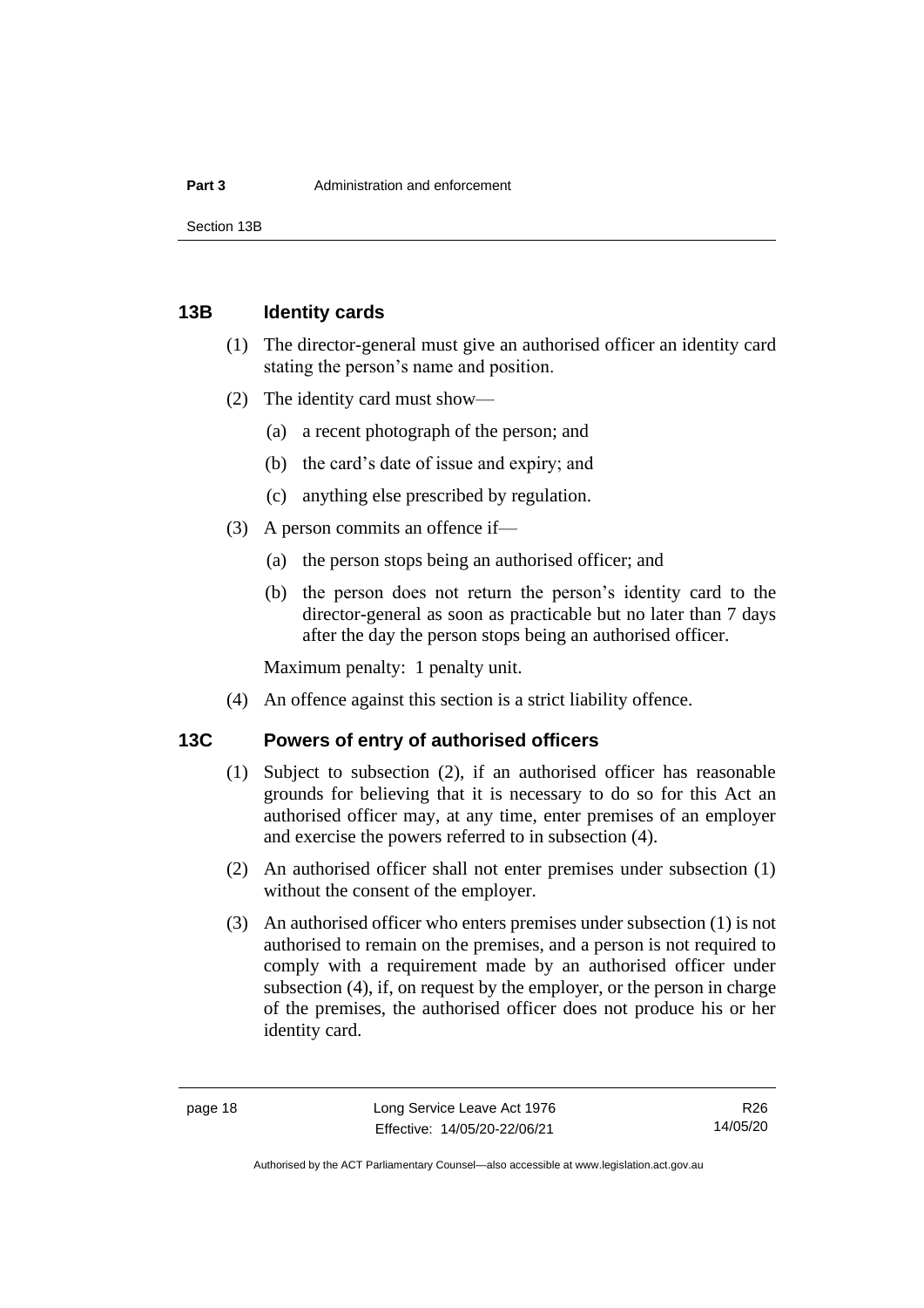## 13B Identity cards

(1) The director-general must give an authorised officer an identity card stating the person's name and position.

(2) The identity card must show—

(a) a recent photograph of the person; and

(b) the card's date of issue and expiry; and

(c) anything else prescribed by regulation.

(3) A person commits an offence if—

(a) the person stops being an authorised officer; and

(b) the person does not return the person's identity card to the director-general as soon as practicable but no later than 7 days after the day the person stops being an authorised officer.

Maximum penalty: 1 penalty unit.

(4) An offence against this section is a strict liability offence.

## 13C Powers of entry of authorised officers

(1) Subject to subsection (2), if an authorised officer has reasonable grounds for believing that it is necessary to do so for this Act an authorised officer may, at any time, enter premises of an employer and exercise the powers referred to in subsection (4).

(2) An authorised officer shall not enter premises under subsection (1) without the consent of the employer.

(3) An authorised officer who enters premises under subsection (1) is not authorised to remain on the premises, and a person is not required to comply with a requirement made by an authorised officer under subsection (4), if, on request by the employer, or the person in charge of the premises, the authorised officer does not produce his or her identity card.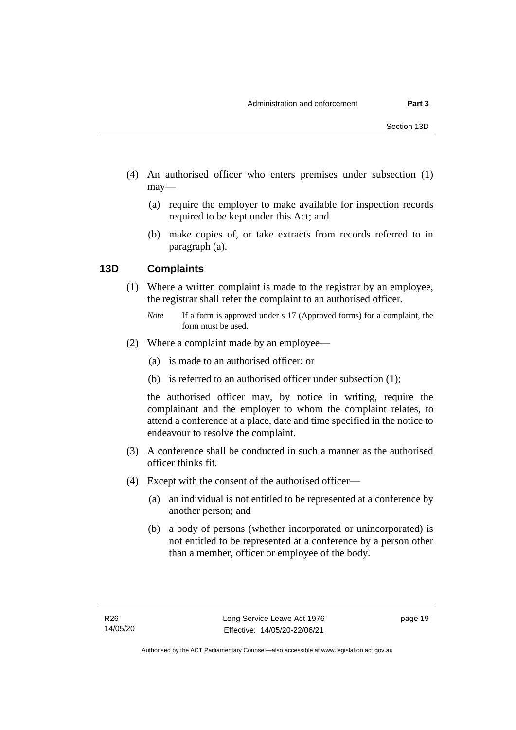(4) An authorised officer who enters premises under subsection (1) may—

(a) require the employer to make available for inspection records required to be kept under this Act; and

(b) make copies of, or take extracts from records referred to in paragraph (a).

## 13D Complaints

(1) Where a written complaint is made to the registrar by an employee, the registrar shall refer the complaint to an authorised officer.

*Note* If a form is approved under s 17 (Approved forms) for a complaint, the form must be used.

(2) Where a complaint made by an employee—

(a) is made to an authorised officer; or

(b) is referred to an authorised officer under subsection (1);

the authorised officer may, by notice in writing, require the complainant and the employer to whom the complaint relates, to attend a conference at a place, date and time specified in the notice to endeavour to resolve the complaint.

(3) A conference shall be conducted in such a manner as the authorised officer thinks fit.

(4) Except with the consent of the authorised officer—

(a) an individual is not entitled to be represented at a conference by another person; and

(b) a body of persons (whether incorporated or unincorporated) is not entitled to be represented at a conference by a person other than a member, officer or employee of the body.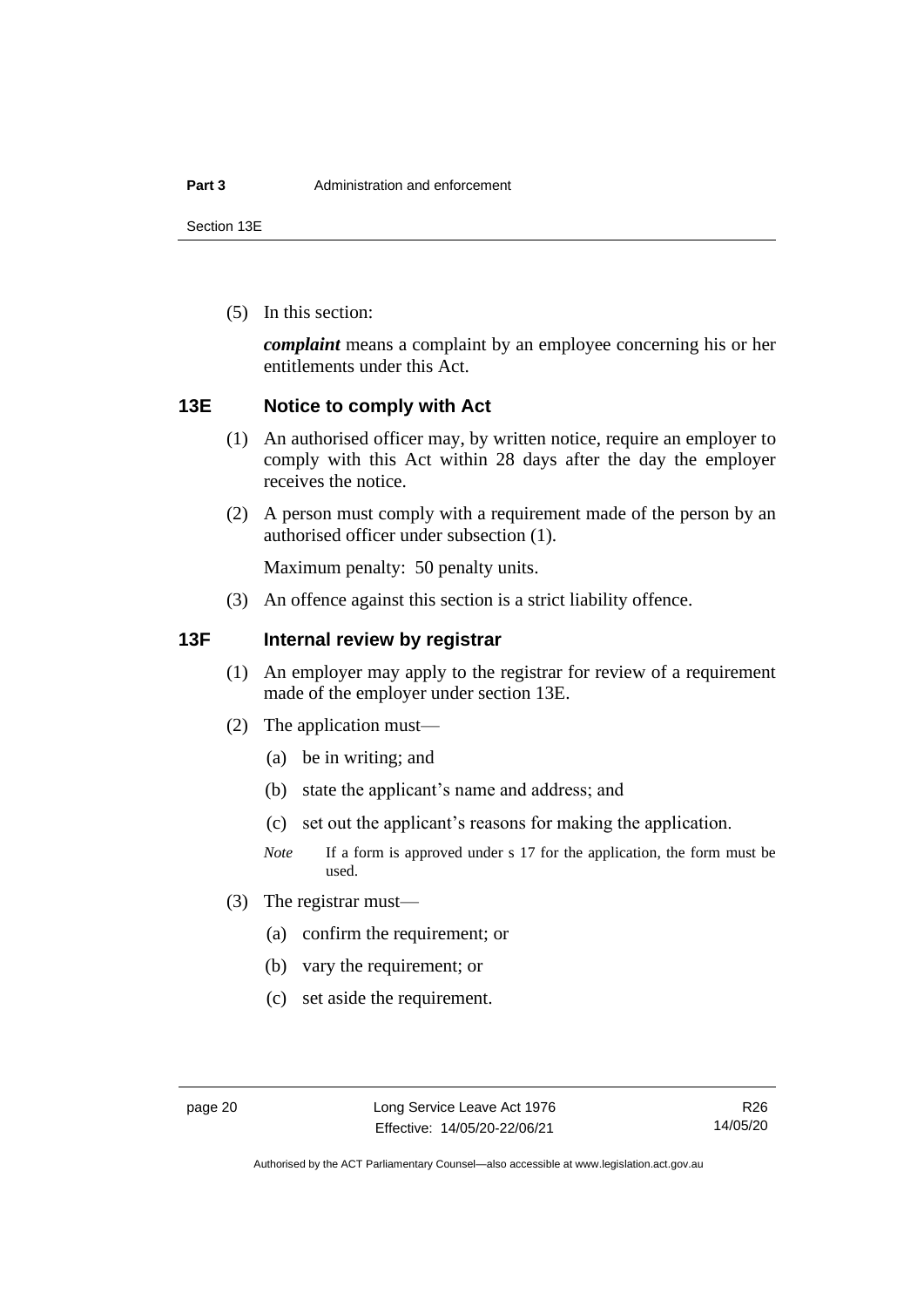(5) In this section:

***complaint*** means a complaint by an employee concerning his or her entitlements under this Act.

### 13E Notice to comply with Act

(1) An authorised officer may, by written notice, require an employer to comply with this Act within 28 days after the day the employer receives the notice.

(2) A person must comply with a requirement made of the person by an authorised officer under subsection (1).

Maximum penalty: 50 penalty units.

(3) An offence against this section is a strict liability offence.

### 13F Internal review by registrar

(1) An employer may apply to the registrar for review of a requirement made of the employer under section 13E.

(2) The application must—

(a) be in writing; and

(b) state the applicant's name and address; and

(c) set out the applicant's reasons for making the application.

*Note* If a form is approved under s 17 for the application, the form must be used.

(3) The registrar must—

(a) confirm the requirement; or

(b) vary the requirement; or

(c) set aside the requirement.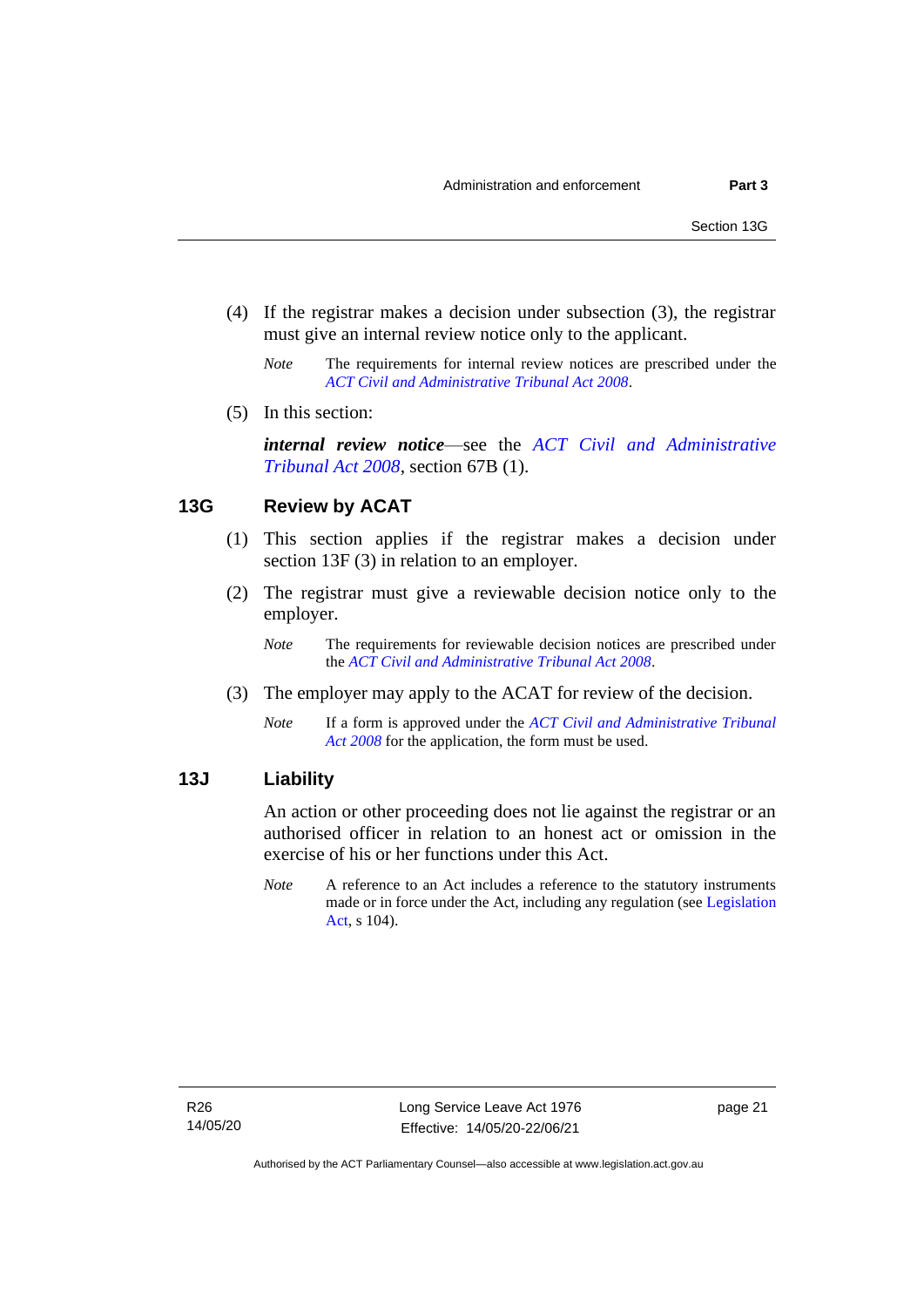(4) If the registrar makes a decision under subsection (3), the registrar must give an internal review notice only to the applicant.

*Note* The requirements for internal review notices are prescribed under the *ACT Civil and Administrative Tribunal Act 2008*.

(5) In this section:

***internal review notice***—see the *ACT Civil and Administrative Tribunal Act 2008*, section 67B (1).

## 13G Review by ACAT

(1) This section applies if the registrar makes a decision under section 13F (3) in relation to an employer.

(2) The registrar must give a reviewable decision notice only to the employer.

*Note* The requirements for reviewable decision notices are prescribed under the *ACT Civil and Administrative Tribunal Act 2008*.

(3) The employer may apply to the ACAT for review of the decision.

*Note* If a form is approved under the *ACT Civil and Administrative Tribunal Act 2008* for the application, the form must be used.

## 13J Liability

An action or other proceeding does not lie against the registrar or an authorised officer in relation to an honest act or omission in the exercise of his or her functions under this Act.

*Note* A reference to an Act includes a reference to the statutory instruments made or in force under the Act, including any regulation (see Legislation Act, s 104).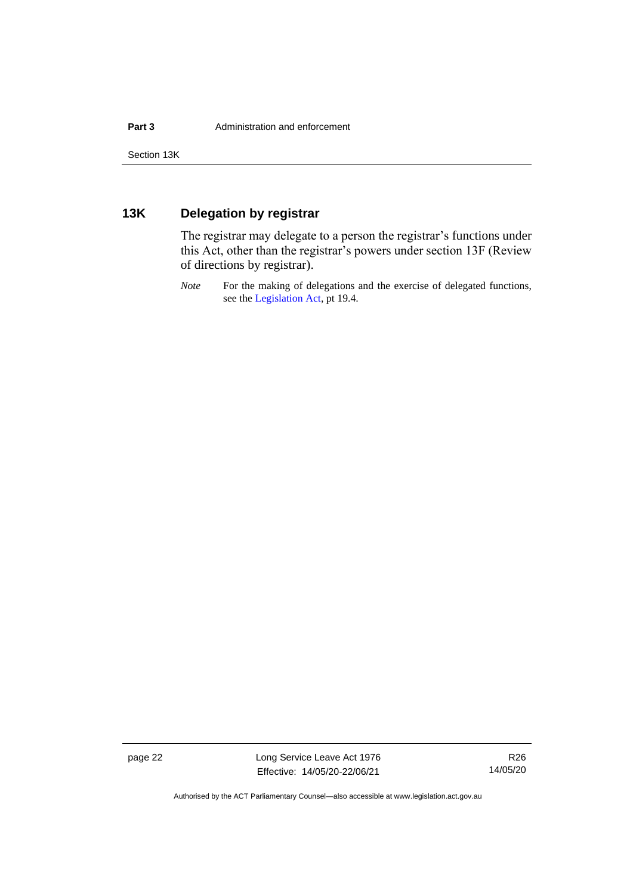## 13K Delegation by registrar

The registrar may delegate to a person the registrar's functions under this Act, other than the registrar's powers under section 13F (Review of directions by registrar).

*Note* For the making of delegations and the exercise of delegated functions, see the Legislation Act, pt 19.4.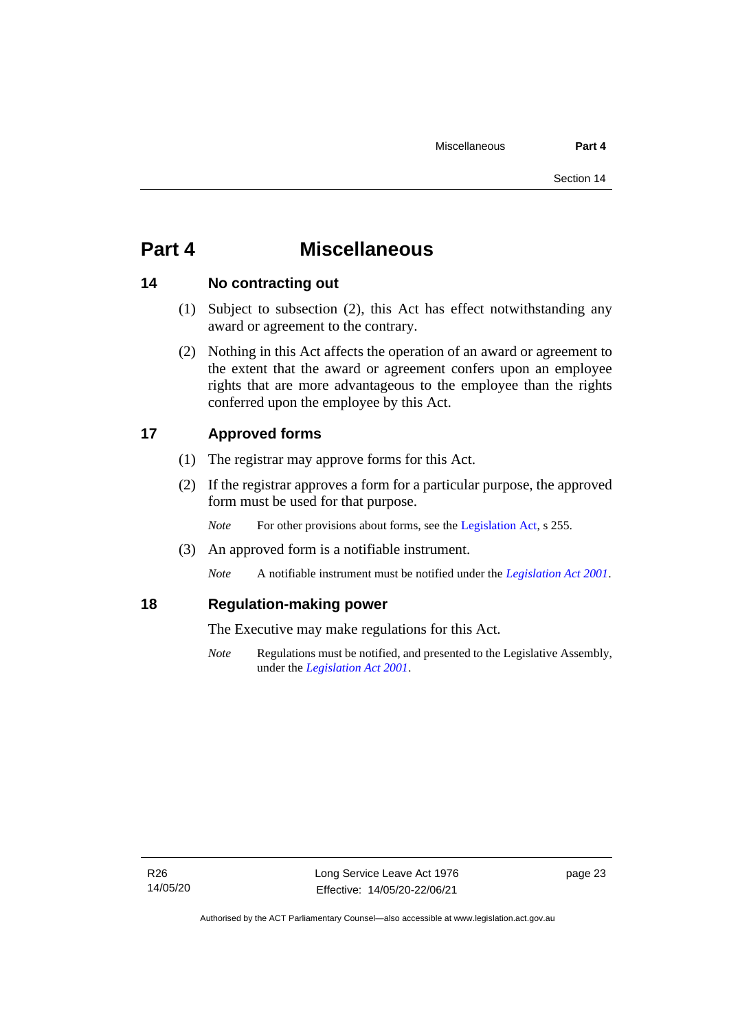# Part 4 Miscellaneous

## 14 No contracting out

(1) Subject to subsection (2), this Act has effect notwithstanding any award or agreement to the contrary.

(2) Nothing in this Act affects the operation of an award or agreement to the extent that the award or agreement confers upon an employee rights that are more advantageous to the employee than the rights conferred upon the employee by this Act.

## 17 Approved forms

(1) The registrar may approve forms for this Act.

(2) If the registrar approves a form for a particular purpose, the approved form must be used for that purpose.

*Note* For other provisions about forms, see the Legislation Act, s 255.

(3) An approved form is a notifiable instrument.

*Note* A notifiable instrument must be notified under the *Legislation Act 2001*.

## 18 Regulation-making power

The Executive may make regulations for this Act.

*Note* Regulations must be notified, and presented to the Legislative Assembly, under the *Legislation Act 2001*.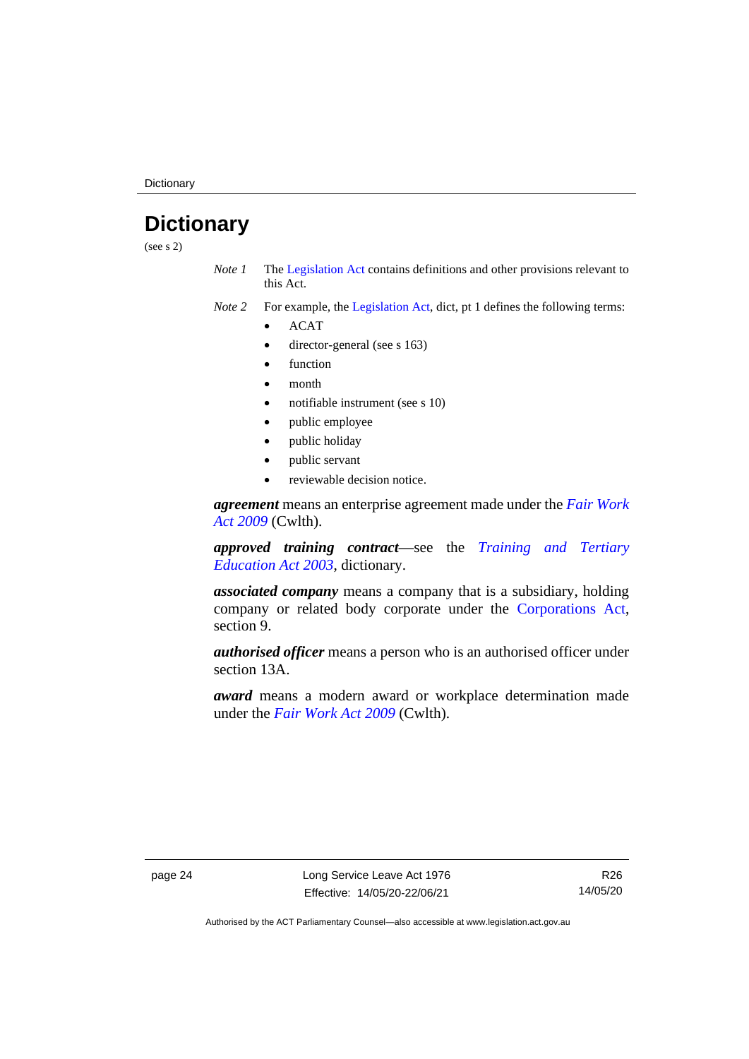# Dictionary

(see s 2)

*Note 1* The Legislation Act contains definitions and other provisions relevant to this Act.

*Note 2* For example, the Legislation Act, dict, pt 1 defines the following terms:

- ACAT
- director-general (see s 163)
- function
- month
- notifiable instrument (see s 10)
- public employee
- public holiday
- public servant
- reviewable decision notice.

***agreement*** means an enterprise agreement made under the *Fair Work Act 2009* (Cwlth).

***approved training contract***—see the *Training and Tertiary Education Act 2003*, dictionary.

***associated company*** means a company that is a subsidiary, holding company or related body corporate under the Corporations Act, section 9.

***authorised officer*** means a person who is an authorised officer under section 13A.

***award*** means a modern award or workplace determination made under the *Fair Work Act 2009* (Cwlth).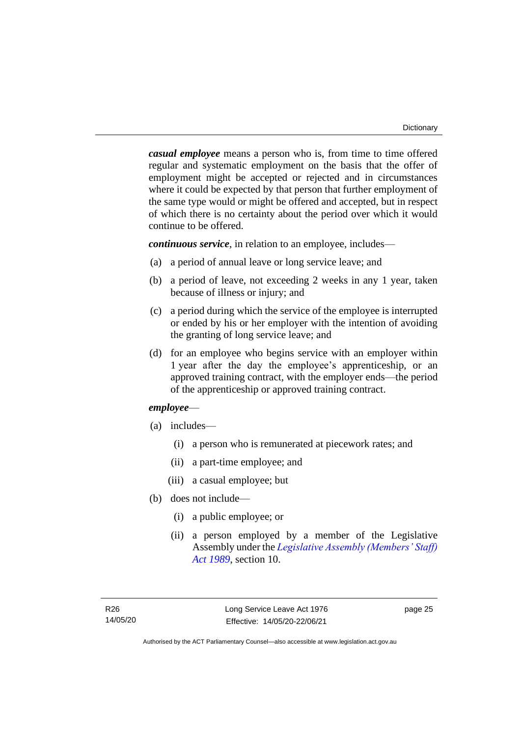***casual employee*** means a person who is, from time to time offered regular and systematic employment on the basis that the offer of employment might be accepted or rejected and in circumstances where it could be expected by that person that further employment of the same type would or might be offered and accepted, but in respect of which there is no certainty about the period over which it would continue to be offered.

***continuous service***, in relation to an employee, includes—

(a) a period of annual leave or long service leave; and

(b) a period of leave, not exceeding 2 weeks in any 1 year, taken because of illness or injury; and

(c) a period during which the service of the employee is interrupted or ended by his or her employer with the intention of avoiding the granting of long service leave; and

(d) for an employee who begins service with an employer within 1 year after the day the employee's apprenticeship, or an approved training contract, with the employer ends—the period of the apprenticeship or approved training contract.

***employee***—

(a) includes—

 (i) a person who is remunerated at piecework rates; and

 (ii) a part-time employee; and

 (iii) a casual employee; but

(b) does not include—

 (i) a public employee; or

 (ii) a person employed by a member of the Legislative Assembly under the *Legislative Assembly (Members' Staff) Act 1989*, section 10.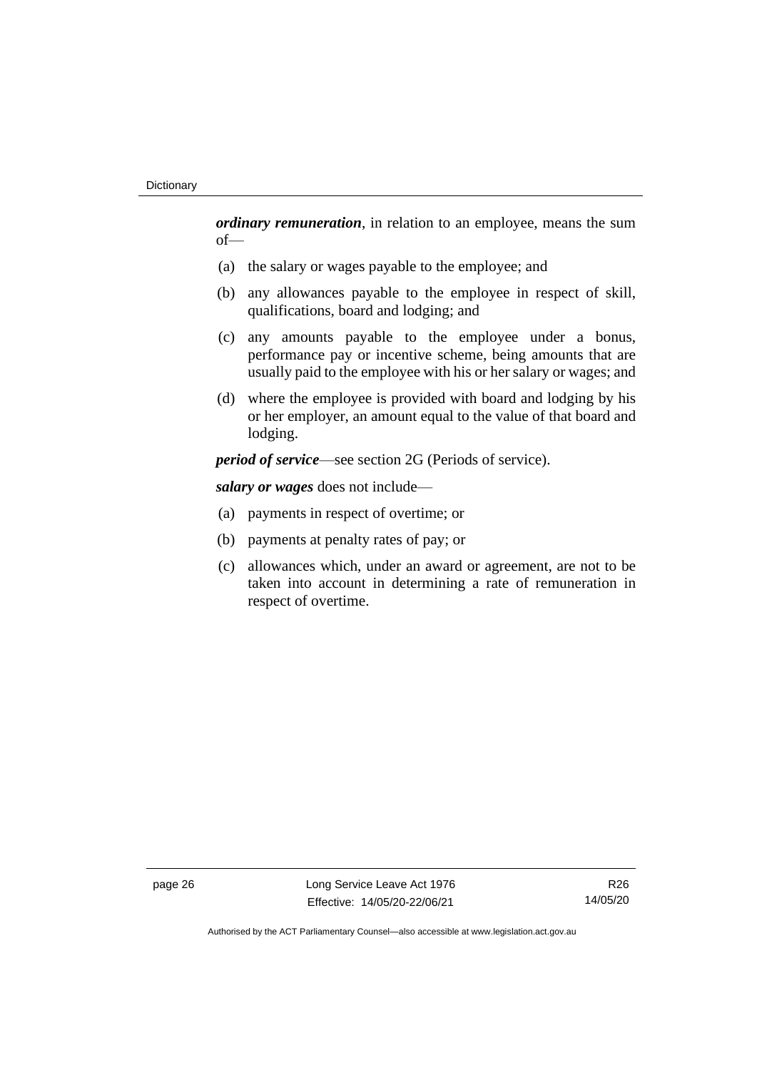***ordinary remuneration***, in relation to an employee, means the sum of—

(a) the salary or wages payable to the employee; and

(b) any allowances payable to the employee in respect of skill, qualifications, board and lodging; and

(c) any amounts payable to the employee under a bonus, performance pay or incentive scheme, being amounts that are usually paid to the employee with his or her salary or wages; and

(d) where the employee is provided with board and lodging by his or her employer, an amount equal to the value of that board and lodging.

***period of service***—see section 2G (Periods of service).

***salary or wages*** does not include—

(a) payments in respect of overtime; or

(b) payments at penalty rates of pay; or

(c) allowances which, under an award or agreement, are not to be taken into account in determining a rate of remuneration in respect of overtime.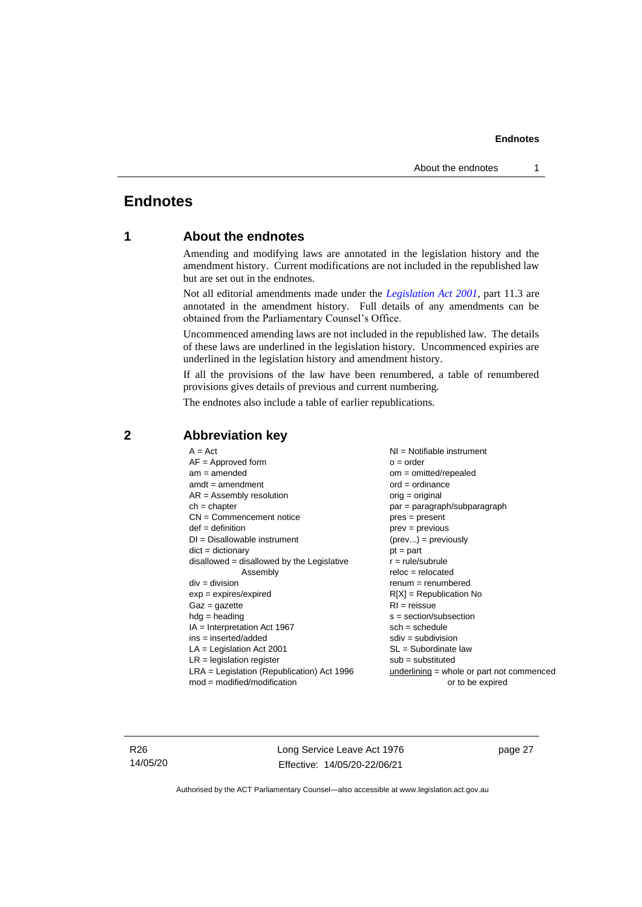# Endnotes

## 1 About the endnotes

Amending and modifying laws are annotated in the legislation history and the amendment history. Current modifications are not included in the republished law but are set out in the endnotes.

Not all editorial amendments made under the *Legislation Act 2001*, part 11.3 are annotated in the amendment history. Full details of any amendments can be obtained from the Parliamentary Counsel's Office.

Uncommenced amending laws are not included in the republished law. The details of these laws are underlined in the legislation history. Uncommenced expiries are underlined in the legislation history and amendment history.

If all the provisions of the law have been renumbered, a table of renumbered provisions gives details of previous and current numbering.

The endnotes also include a table of earlier republications.

## 2 Abbreviation key

A = Act
AF = Approved form
am = amended
amdt = amendment
AR = Assembly resolution
ch = chapter
CN = Commencement notice
def = definition
DI = Disallowable instrument
dict = dictionary
disallowed = disallowed by the Legislative Assembly
div = division
exp = expires/expired
Gaz = gazette
hdg = heading
IA = Interpretation Act 1967
ins = inserted/added
LA = Legislation Act 2001
LR = legislation register
LRA = Legislation (Republication) Act 1996
mod = modified/modification
NI = Notifiable instrument
o = order
om = omitted/repealed
ord = ordinance
orig = original
par = paragraph/subparagraph
pres = present
prev = previous
(prev...) = previously
pt = part
r = rule/subrule
reloc = relocated
renum = renumbered
R[X] = Republication No
RI = reissue
s = section/subsection
sch = schedule
sdiv = subdivision
SL = Subordinate law
sub = substituted
underlining = whole or part not commenced or to be expired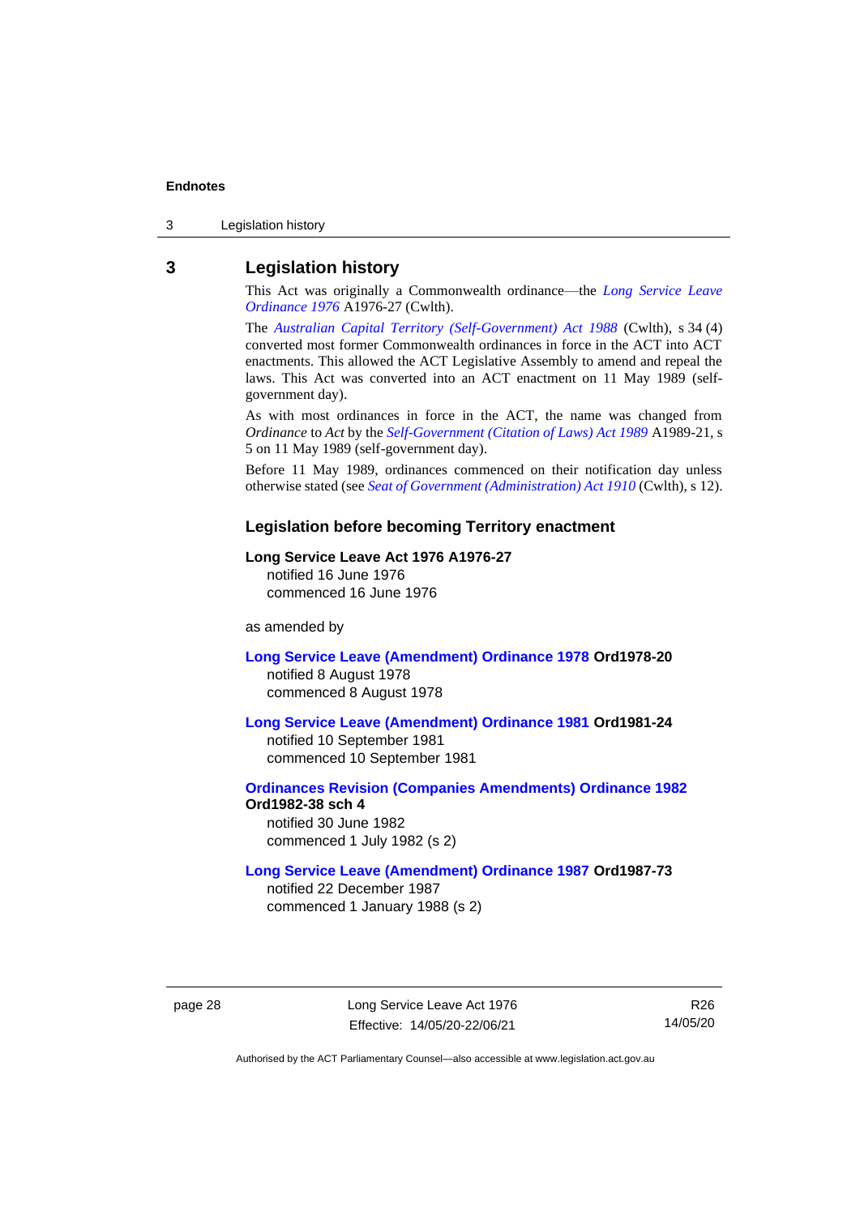## 3 Legislation history

This Act was originally a Commonwealth ordinance—the *Long Service Leave Ordinance 1976* A1976-27 (Cwlth).

The *Australian Capital Territory (Self-Government) Act 1988* (Cwlth), s 34 (4) converted most former Commonwealth ordinances in force in the ACT into ACT enactments. This allowed the ACT Legislative Assembly to amend and repeal the laws. This Act was converted into an ACT enactment on 11 May 1989 (self-government day).

As with most ordinances in force in the ACT, the name was changed from *Ordinance* to *Act* by the *Self-Government (Citation of Laws) Act 1989* A1989-21, s 5 on 11 May 1989 (self-government day).

Before 11 May 1989, ordinances commenced on their notification day unless otherwise stated (see *Seat of Government (Administration) Act 1910* (Cwlth), s 12).

### Legislation before becoming Territory enactment

**Long Service Leave Act 1976 A1976-27**
notified 16 June 1976
commenced 16 June 1976

as amended by

**Long Service Leave (Amendment) Ordinance 1978 Ord1978-20**
notified 8 August 1978
commenced 8 August 1978

**Long Service Leave (Amendment) Ordinance 1981 Ord1981-24**
notified 10 September 1981
commenced 10 September 1981

**Ordinances Revision (Companies Amendments) Ordinance 1982 Ord1982-38 sch 4**
notified 30 June 1982
commenced 1 July 1982 (s 2)

**Long Service Leave (Amendment) Ordinance 1987 Ord1987-73**
notified 22 December 1987
commenced 1 January 1988 (s 2)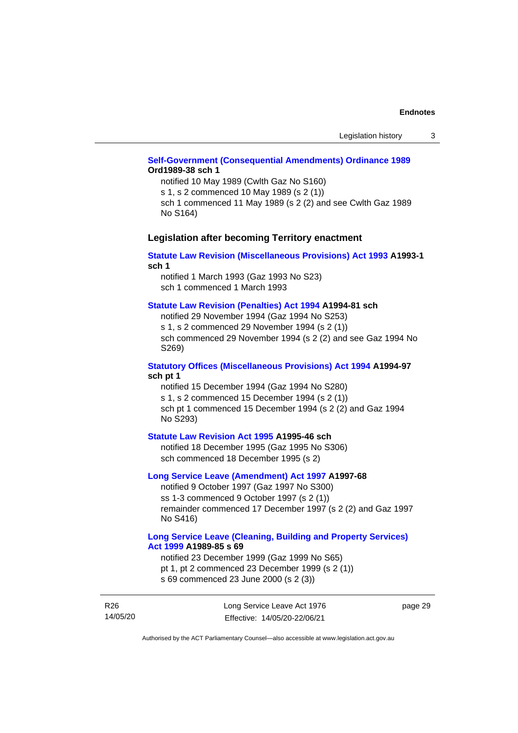**Self-Government (Consequential Amendments) Ordinance 1989 Ord1989-38 sch 1**

notified 10 May 1989 (Cwlth Gaz No S160)
s 1, s 2 commenced 10 May 1989 (s 2 (1))
sch 1 commenced 11 May 1989 (s 2 (2) and see Cwlth Gaz 1989 No S164)

### Legislation after becoming Territory enactment

**Statute Law Revision (Miscellaneous Provisions) Act 1993 A1993-1 sch 1**

notified 1 March 1993 (Gaz 1993 No S23)
sch 1 commenced 1 March 1993

**Statute Law Revision (Penalties) Act 1994 A1994-81 sch**

notified 29 November 1994 (Gaz 1994 No S253)
s 1, s 2 commenced 29 November 1994 (s 2 (1))
sch commenced 29 November 1994 (s 2 (2) and see Gaz 1994 No S269)

**Statutory Offices (Miscellaneous Provisions) Act 1994 A1994-97 sch pt 1**

notified 15 December 1994 (Gaz 1994 No S280)
s 1, s 2 commenced 15 December 1994 (s 2 (1))
sch pt 1 commenced 15 December 1994 (s 2 (2) and Gaz 1994 No S293)

**Statute Law Revision Act 1995 A1995-46 sch**

notified 18 December 1995 (Gaz 1995 No S306)
sch commenced 18 December 1995 (s 2)

**Long Service Leave (Amendment) Act 1997 A1997-68**

notified 9 October 1997 (Gaz 1997 No S300)
ss 1-3 commenced 9 October 1997 (s 2 (1))
remainder commenced 17 December 1997 (s 2 (2) and Gaz 1997 No S416)

**Long Service Leave (Cleaning, Building and Property Services) Act 1999 A1989-85 s 69**

notified 23 December 1999 (Gaz 1999 No S65)
pt 1, pt 2 commenced 23 December 1999 (s 2 (1))
s 69 commenced 23 June 2000 (s 2 (3))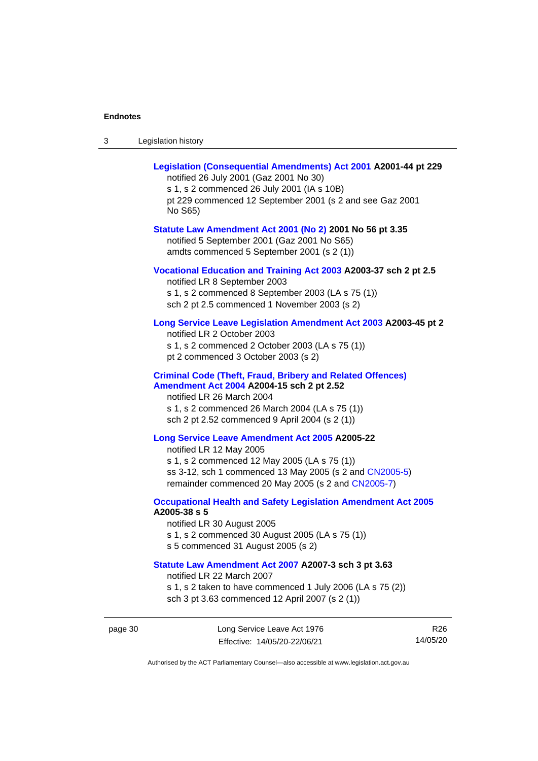**Legislation (Consequential Amendments) Act 2001 A2001-44 pt 229**
notified 26 July 2001 (Gaz 2001 No 30)
s 1, s 2 commenced 26 July 2001 (IA s 10B)
pt 229 commenced 12 September 2001 (s 2 and see Gaz 2001 No S65)

**Statute Law Amendment Act 2001 (No 2) 2001 No 56 pt 3.35**
notified 5 September 2001 (Gaz 2001 No S65)
amdts commenced 5 September 2001 (s 2 (1))

**Vocational Education and Training Act 2003 A2003-37 sch 2 pt 2.5**
notified LR 8 September 2003
s 1, s 2 commenced 8 September 2003 (LA s 75 (1))
sch 2 pt 2.5 commenced 1 November 2003 (s 2)

**Long Service Leave Legislation Amendment Act 2003 A2003-45 pt 2**
notified LR 2 October 2003
s 1, s 2 commenced 2 October 2003 (LA s 75 (1))
pt 2 commenced 3 October 2003 (s 2)

**Criminal Code (Theft, Fraud, Bribery and Related Offences) Amendment Act 2004 A2004-15 sch 2 pt 2.52**
notified LR 26 March 2004
s 1, s 2 commenced 26 March 2004 (LA s 75 (1))
sch 2 pt 2.52 commenced 9 April 2004 (s 2 (1))

**Long Service Leave Amendment Act 2005 A2005-22**
notified LR 12 May 2005
s 1, s 2 commenced 12 May 2005 (LA s 75 (1))
ss 3-12, sch 1 commenced 13 May 2005 (s 2 and CN2005-5)
remainder commenced 20 May 2005 (s 2 and CN2005-7)

**Occupational Health and Safety Legislation Amendment Act 2005 A2005-38 s 5**
notified LR 30 August 2005
s 1, s 2 commenced 30 August 2005 (LA s 75 (1))
s 5 commenced 31 August 2005 (s 2)

**Statute Law Amendment Act 2007 A2007-3 sch 3 pt 3.63**
notified LR 22 March 2007
s 1, s 2 taken to have commenced 1 July 2006 (LA s 75 (2))
sch 3 pt 3.63 commenced 12 April 2007 (s 2 (1))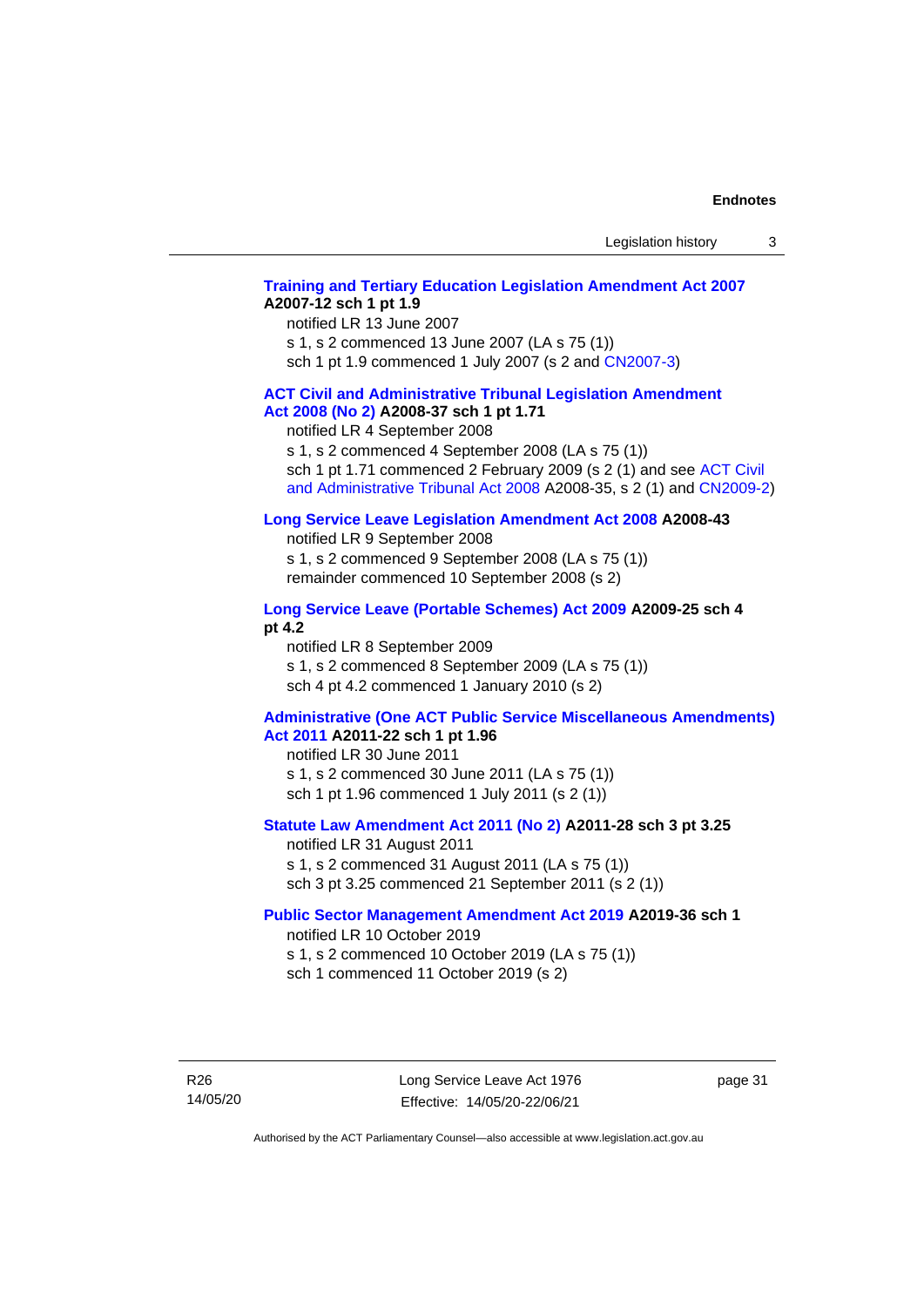**Training and Tertiary Education Legislation Amendment Act 2007 A2007-12 sch 1 pt 1.9**

notified LR 13 June 2007

s 1, s 2 commenced 13 June 2007 (LA s 75 (1))

sch 1 pt 1.9 commenced 1 July 2007 (s 2 and CN2007-3)

**ACT Civil and Administrative Tribunal Legislation Amendment Act 2008 (No 2) A2008-37 sch 1 pt 1.71**

notified LR 4 September 2008

s 1, s 2 commenced 4 September 2008 (LA s 75 (1))

sch 1 pt 1.71 commenced 2 February 2009 (s 2 (1) and see ACT Civil and Administrative Tribunal Act 2008 A2008-35, s 2 (1) and CN2009-2)

**Long Service Leave Legislation Amendment Act 2008 A2008-43**

notified LR 9 September 2008

s 1, s 2 commenced 9 September 2008 (LA s 75 (1))

remainder commenced 10 September 2008 (s 2)

**Long Service Leave (Portable Schemes) Act 2009 A2009-25 sch 4 pt 4.2**

notified LR 8 September 2009

s 1, s 2 commenced 8 September 2009 (LA s 75 (1))

sch 4 pt 4.2 commenced 1 January 2010 (s 2)

**Administrative (One ACT Public Service Miscellaneous Amendments) Act 2011 A2011-22 sch 1 pt 1.96**

notified LR 30 June 2011

s 1, s 2 commenced 30 June 2011 (LA s 75 (1))

sch 1 pt 1.96 commenced 1 July 2011 (s 2 (1))

**Statute Law Amendment Act 2011 (No 2) A2011-28 sch 3 pt 3.25**

notified LR 31 August 2011

s 1, s 2 commenced 31 August 2011 (LA s 75 (1))

sch 3 pt 3.25 commenced 21 September 2011 (s 2 (1))

**Public Sector Management Amendment Act 2019 A2019-36 sch 1**

notified LR 10 October 2019

s 1, s 2 commenced 10 October 2019 (LA s 75 (1))

sch 1 commenced 11 October 2019 (s 2)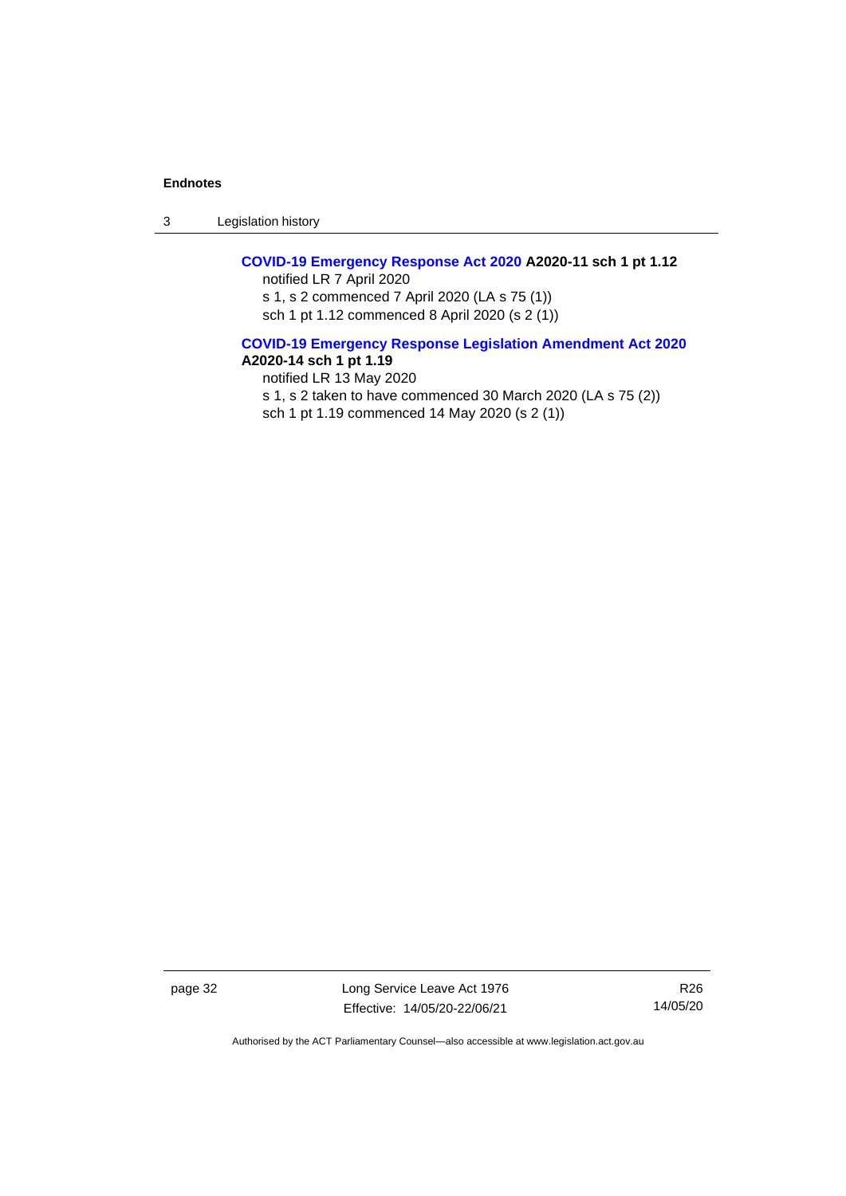**COVID-19 Emergency Response Act 2020 A2020-11 sch 1 pt 1.12**

notified LR 7 April 2020

s 1, s 2 commenced 7 April 2020 (LA s 75 (1))

sch 1 pt 1.12 commenced 8 April 2020 (s 2 (1))

**COVID-19 Emergency Response Legislation Amendment Act 2020 A2020-14 sch 1 pt 1.19**

notified LR 13 May 2020

s 1, s 2 taken to have commenced 30 March 2020 (LA s 75 (2))

sch 1 pt 1.19 commenced 14 May 2020 (s 2 (1))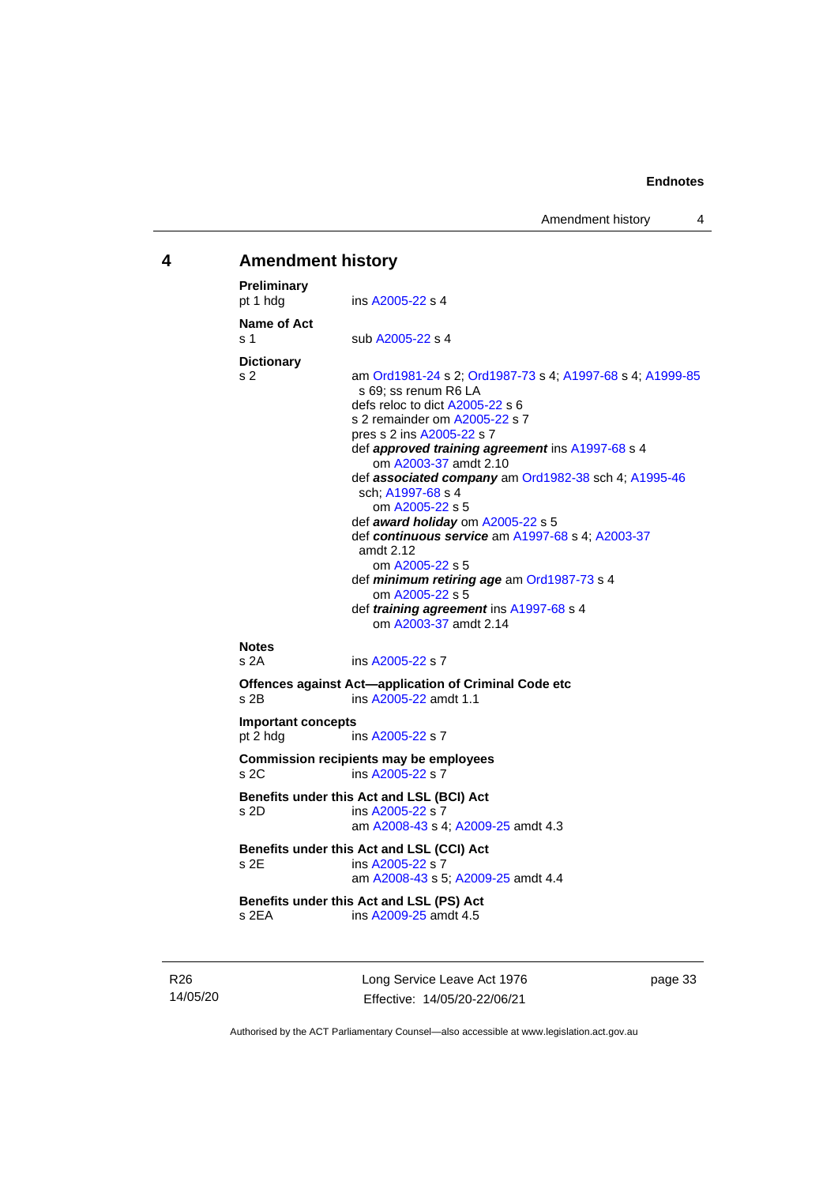## 4 Amendment history

**Preliminary**
pt 1 hdg ins A2005-22 s 4

**Name of Act**
s 1 sub A2005-22 s 4

**Dictionary**
s 2 am Ord1981-24 s 2; Ord1987-73 s 4; A1997-68 s 4; A1999-85 s 69; ss renum R6 LA
defs reloc to dict A2005-22 s 6
s 2 remainder om A2005-22 s 7
pres s 2 ins A2005-22 s 7
def ***approved training agreement*** ins A1997-68 s 4
om A2003-37 amdt 2.10
def ***associated company*** am Ord1982-38 sch 4; A1995-46 sch; A1997-68 s 4
om A2005-22 s 5
def ***award holiday*** om A2005-22 s 5
def ***continuous service*** am A1997-68 s 4; A2003-37 amdt 2.12
om A2005-22 s 5
def ***minimum retiring age*** am Ord1987-73 s 4
om A2005-22 s 5
def ***training agreement*** ins A1997-68 s 4
om A2003-37 amdt 2.14

**Notes**
s 2A ins A2005-22 s 7

**Offences against Act—application of Criminal Code etc**
s 2B ins A2005-22 amdt 1.1

**Important concepts**
pt 2 hdg ins A2005-22 s 7

**Commission recipients may be employees**
s 2C ins A2005-22 s 7

**Benefits under this Act and LSL (BCI) Act**
s 2D ins A2005-22 s 7
am A2008-43 s 4; A2009-25 amdt 4.3

**Benefits under this Act and LSL (CCI) Act**
s 2E ins A2005-22 s 7
am A2008-43 s 5; A2009-25 amdt 4.4

**Benefits under this Act and LSL (PS) Act**
s 2EA ins A2009-25 amdt 4.5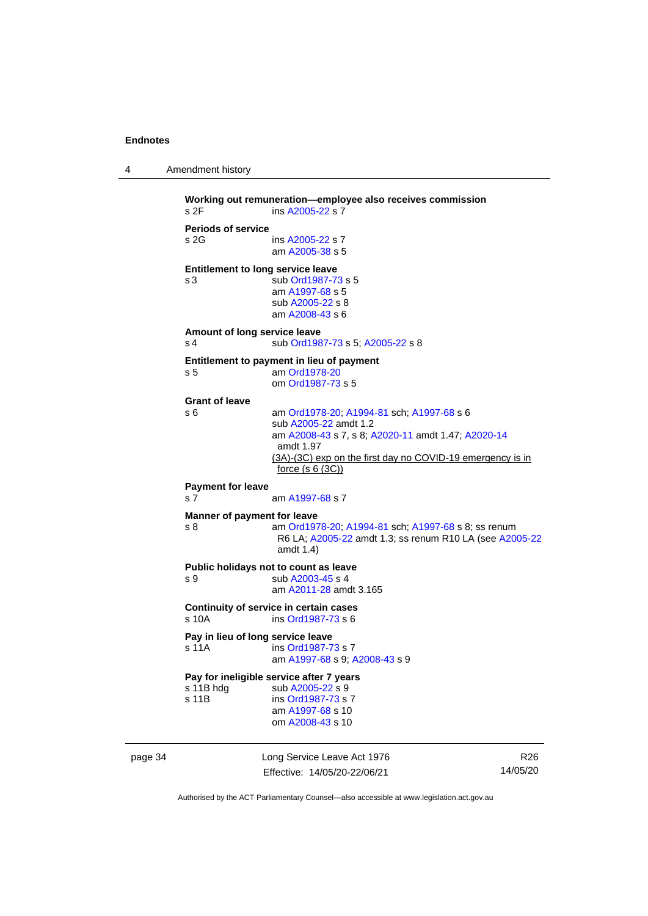**Working out remuneration—employee also receives commission**

s 2F ins A2005-22 s 7

**Periods of service**

s 2G ins A2005-22 s 7
am A2005-38 s 5

**Entitlement to long service leave**

s 3 sub Ord1987-73 s 5
am A1997-68 s 5
sub A2005-22 s 8
am A2008-43 s 6

**Amount of long service leave**

s 4 sub Ord1987-73 s 5; A2005-22 s 8

**Entitlement to payment in lieu of payment**

s 5 am Ord1978-20
om Ord1987-73 s 5

**Grant of leave**

s 6 am Ord1978-20; A1994-81 sch; A1997-68 s 6
sub A2005-22 amdt 1.2
am A2008-43 s 7, s 8; A2020-11 amdt 1.47; A2020-14 amdt 1.97
(3A)-(3C) exp on the first day no COVID-19 emergency is in force (s 6 (3C))

**Payment for leave**

s 7 am A1997-68 s 7

**Manner of payment for leave**

s 8 am Ord1978-20; A1994-81 sch; A1997-68 s 8; ss renum R6 LA; A2005-22 amdt 1.3; ss renum R10 LA (see A2005-22 amdt 1.4)

**Public holidays not to count as leave**

s 9 sub A2003-45 s 4
am A2011-28 amdt 3.165

**Continuity of service in certain cases**

s 10A ins Ord1987-73 s 6

**Pay in lieu of long service leave**

s 11A ins Ord1987-73 s 7
am A1997-68 s 9; A2008-43 s 9

**Pay for ineligible service after 7 years**

s 11B hdg sub A2005-22 s 9

s 11B ins Ord1987-73 s 7
am A1997-68 s 10
om A2008-43 s 10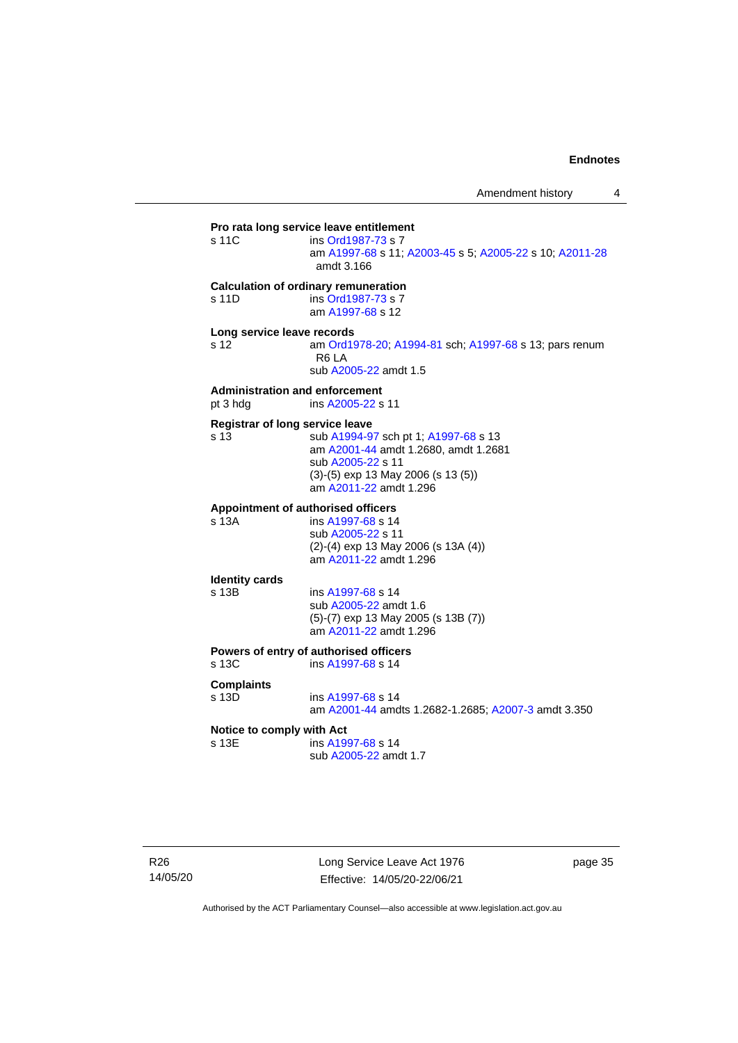**Pro rata long service leave entitlement**

s 11C ins Ord1987-73 s 7
am A1997-68 s 11; A2003-45 s 5; A2005-22 s 10; A2011-28 amdt 3.166

**Calculation of ordinary remuneration**

s 11D ins Ord1987-73 s 7
am A1997-68 s 12

**Long service leave records**

s 12 am Ord1978-20; A1994-81 sch; A1997-68 s 13; pars renum R6 LA
sub A2005-22 amdt 1.5

**Administration and enforcement**

pt 3 hdg ins A2005-22 s 11

**Registrar of long service leave**

s 13 sub A1994-97 sch pt 1; A1997-68 s 13
am A2001-44 amdt 1.2680, amdt 1.2681
sub A2005-22 s 11
(3)-(5) exp 13 May 2006 (s 13 (5))
am A2011-22 amdt 1.296

**Appointment of authorised officers**

s 13A ins A1997-68 s 14
sub A2005-22 s 11
(2)-(4) exp 13 May 2006 (s 13A (4))
am A2011-22 amdt 1.296

**Identity cards**

s 13B ins A1997-68 s 14
sub A2005-22 amdt 1.6
(5)-(7) exp 13 May 2005 (s 13B (7))
am A2011-22 amdt 1.296

**Powers of entry of authorised officers**

s 13C ins A1997-68 s 14

**Complaints**

s 13D ins A1997-68 s 14
am A2001-44 amdts 1.2682-1.2685; A2007-3 amdt 3.350

**Notice to comply with Act**

s 13E ins A1997-68 s 14
sub A2005-22 amdt 1.7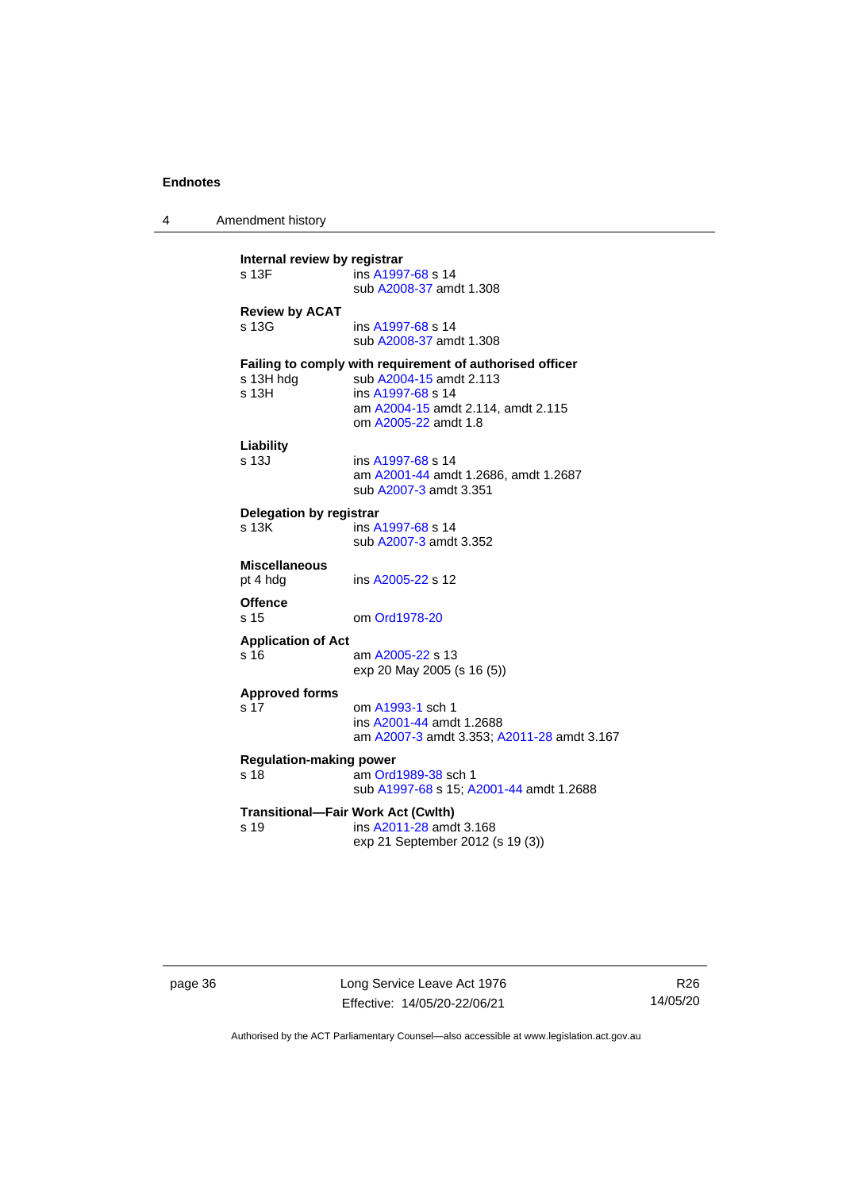**Internal review by registrar**

s 13F ins A1997-68 s 14
sub A2008-37 amdt 1.308

**Review by ACAT**

s 13G ins A1997-68 s 14
sub A2008-37 amdt 1.308

**Failing to comply with requirement of authorised officer**

s 13H hdg sub A2004-15 amdt 2.113

s 13H ins A1997-68 s 14
am A2004-15 amdt 2.114, amdt 2.115
om A2005-22 amdt 1.8

**Liability**

s 13J ins A1997-68 s 14
am A2001-44 amdt 1.2686, amdt 1.2687
sub A2007-3 amdt 3.351

**Delegation by registrar**

s 13K ins A1997-68 s 14
sub A2007-3 amdt 3.352

**Miscellaneous**

pt 4 hdg ins A2005-22 s 12

**Offence**

s 15 om Ord1978-20

**Application of Act**

s 16 am A2005-22 s 13
exp 20 May 2005 (s 16 (5))

**Approved forms**

s 17 om A1993-1 sch 1
ins A2001-44 amdt 1.2688
am A2007-3 amdt 3.353; A2011-28 amdt 3.167

**Regulation-making power**

s 18 am Ord1989-38 sch 1
sub A1997-68 s 15; A2001-44 amdt 1.2688

**Transitional—Fair Work Act (Cwlth)**

s 19 ins A2011-28 amdt 3.168
exp 21 September 2012 (s 19 (3))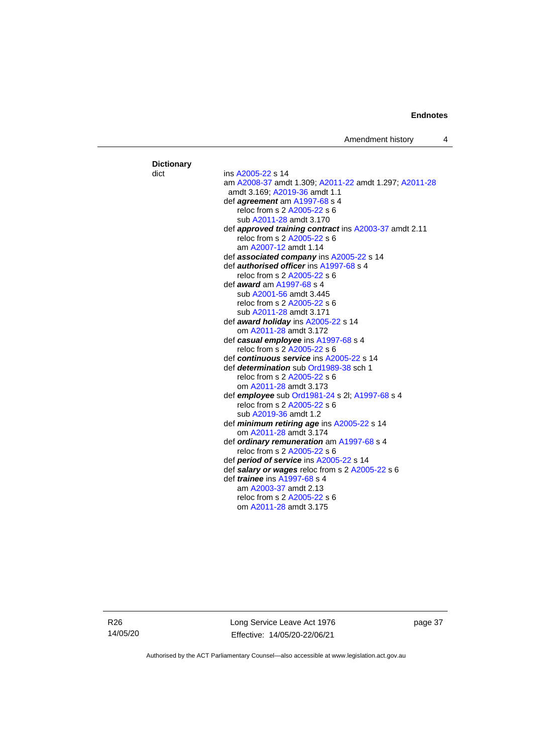**Dictionary**

dict ins A2005-22 s 14
am A2008-37 amdt 1.309; A2011-22 amdt 1.297; A2011-28 amdt 3.169; A2019-36 amdt 1.1
def ***agreement*** am A1997-68 s 4
reloc from s 2 A2005-22 s 6
sub A2011-28 amdt 3.170
def ***approved training contract*** ins A2003-37 amdt 2.11
reloc from s 2 A2005-22 s 6
am A2007-12 amdt 1.14
def ***associated company*** ins A2005-22 s 14
def ***authorised officer*** ins A1997-68 s 4
reloc from s 2 A2005-22 s 6
def ***award*** am A1997-68 s 4
sub A2001-56 amdt 3.445
reloc from s 2 A2005-22 s 6
sub A2011-28 amdt 3.171
def ***award holiday*** ins A2005-22 s 14
om A2011-28 amdt 3.172
def ***casual employee*** ins A1997-68 s 4
reloc from s 2 A2005-22 s 6
def ***continuous service*** ins A2005-22 s 14
def ***determination*** sub Ord1989-38 sch 1
reloc from s 2 A2005-22 s 6
om A2011-28 amdt 3.173
def ***employee*** sub Ord1981-24 s 2l; A1997-68 s 4
reloc from s 2 A2005-22 s 6
sub A2019-36 amdt 1.2
def ***minimum retiring age*** ins A2005-22 s 14
om A2011-28 amdt 3.174
def ***ordinary remuneration*** am A1997-68 s 4
reloc from s 2 A2005-22 s 6
def ***period of service*** ins A2005-22 s 14
def ***salary or wages*** reloc from s 2 A2005-22 s 6
def ***trainee*** ins A1997-68 s 4
am A2003-37 amdt 2.13
reloc from s 2 A2005-22 s 6
om A2011-28 amdt 3.175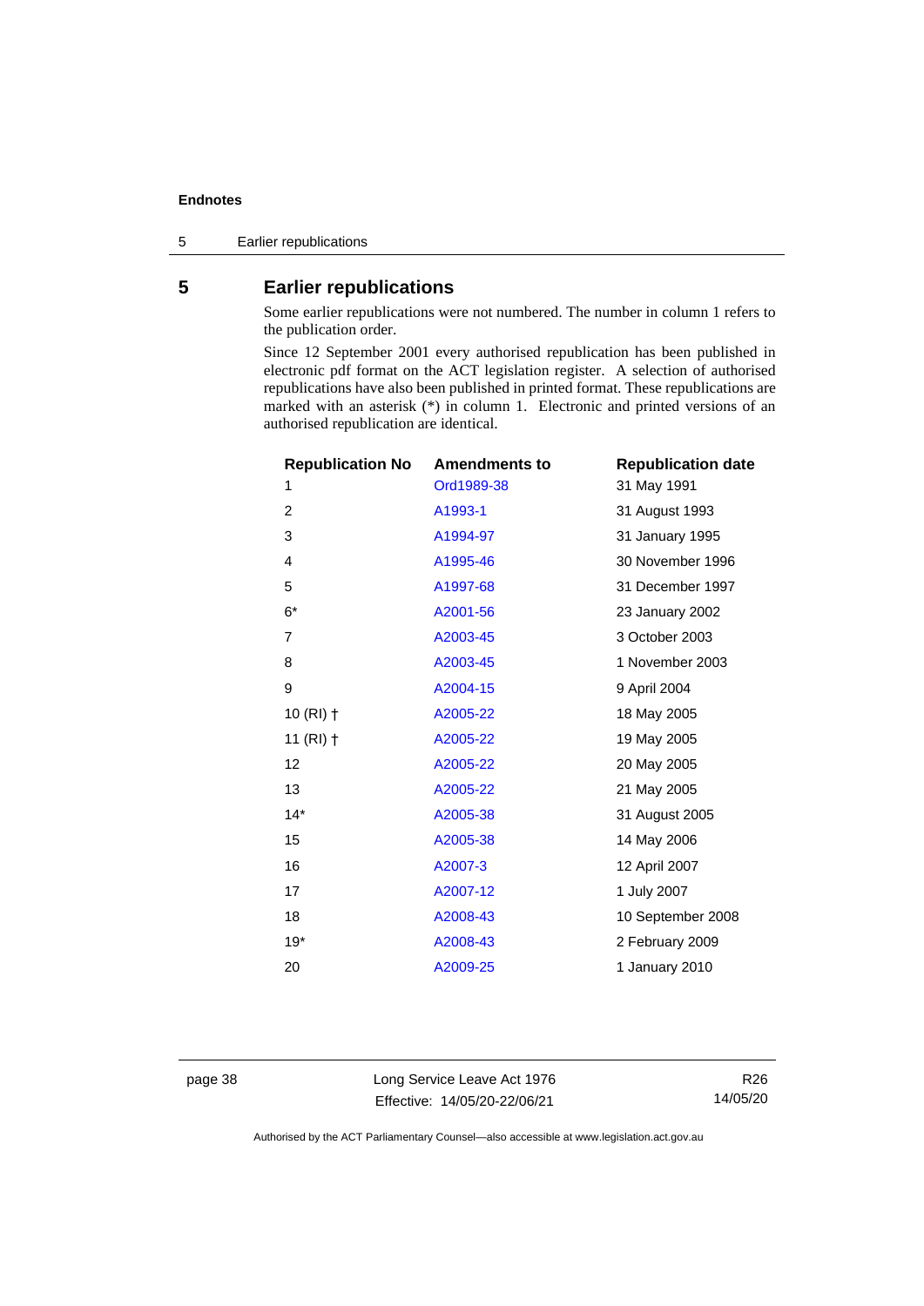## 5 Earlier republications

Some earlier republications were not numbered. The number in column 1 refers to the publication order.

Since 12 September 2001 every authorised republication has been published in electronic pdf format on the ACT legislation register. A selection of authorised republications have also been published in printed format. These republications are marked with an asterisk (*) in column 1. Electronic and printed versions of an authorised republication are identical.

| Republication No | Amendments to | Republication date |
|---|---|---|
| 1 | Ord1989-38 | 31 May 1991 |
| 2 | A1993-1 | 31 August 1993 |
| 3 | A1994-97 | 31 January 1995 |
| 4 | A1995-46 | 30 November 1996 |
| 5 | A1997-68 | 31 December 1997 |
| 6* | A2001-56 | 23 January 2002 |
| 7 | A2003-45 | 3 October 2003 |
| 8 | A2003-45 | 1 November 2003 |
| 9 | A2004-15 | 9 April 2004 |
| 10 (RI) † | A2005-22 | 18 May 2005 |
| 11 (RI) † | A2005-22 | 19 May 2005 |
| 12 | A2005-22 | 20 May 2005 |
| 13 | A2005-22 | 21 May 2005 |
| 14* | A2005-38 | 31 August 2005 |
| 15 | A2005-38 | 14 May 2006 |
| 16 | A2007-3 | 12 April 2007 |
| 17 | A2007-12 | 1 July 2007 |
| 18 | A2008-43 | 10 September 2008 |
| 19* | A2008-43 | 2 February 2009 |
| 20 | A2009-25 | 1 January 2010 |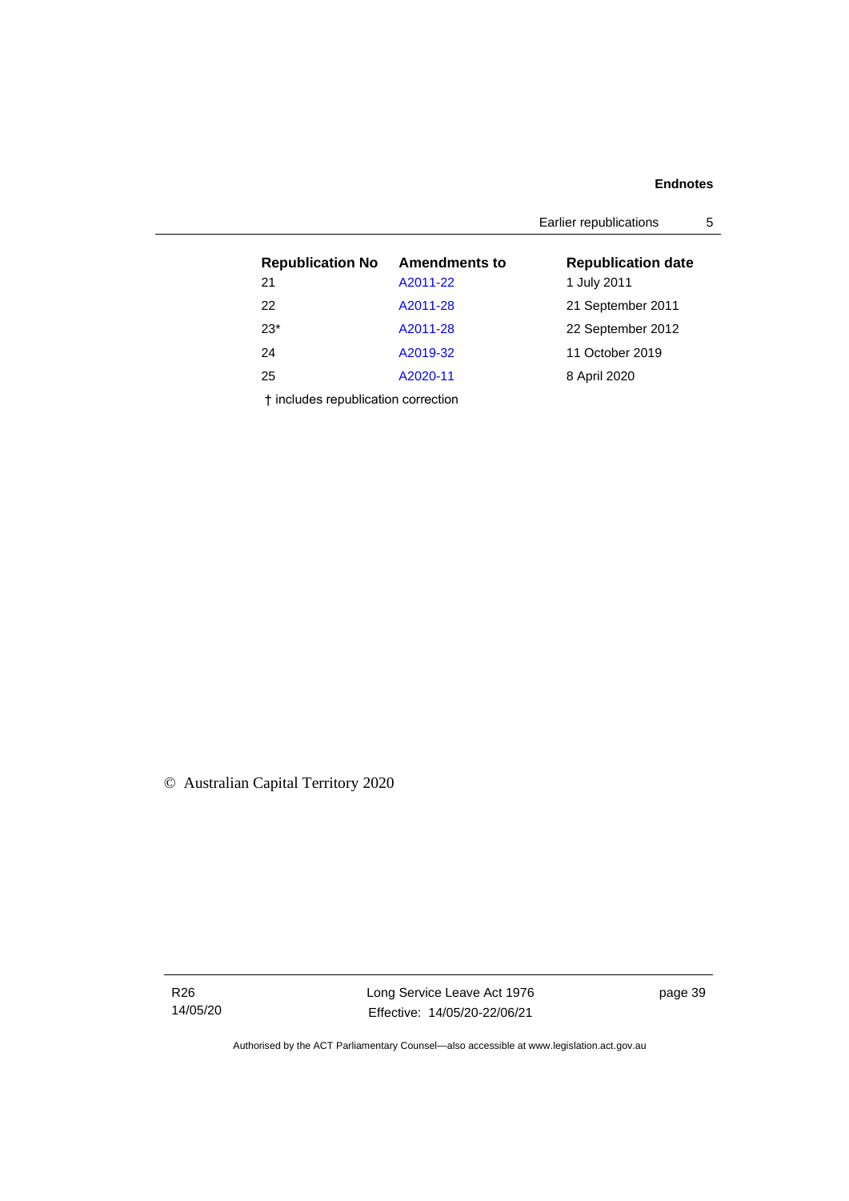| Republication No | Amendments to | Republication date |
|---|---|---|
| 21 | A2011-22 | 1 July 2011 |
| 22 | A2011-28 | 21 September 2011 |
| 23* | A2011-28 | 22 September 2012 |
| 24 | A2019-32 | 11 October 2019 |
| 25 | A2020-11 | 8 April 2020 |

† includes republication correction

© Australian Capital Territory 2020